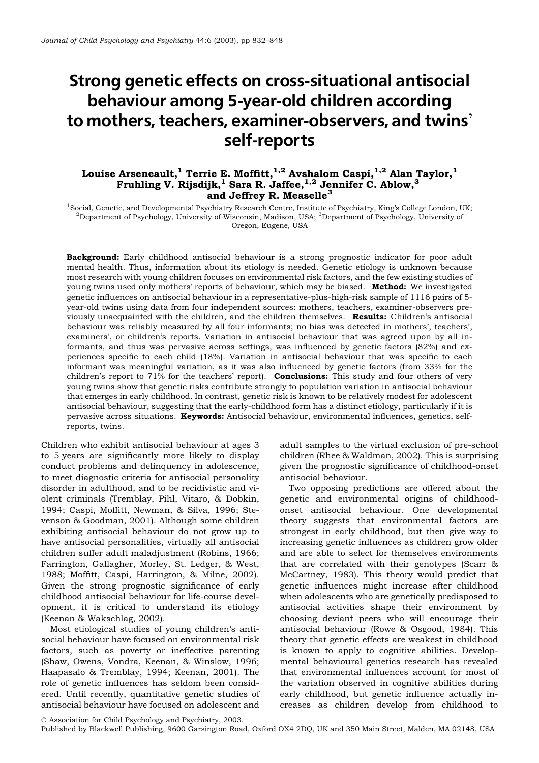# Strong genetic effects on cross-situational antisocial behaviour among 5-year-old children according to mothers, teachers, examiner-observers, and twins' self-reports

**Louise Arseneault,[1] Terrie E. Moffitt,[1,2] Avshalom Caspi,[1,2] Alan Taylor,[1] Fruhling V. Rijsdijk,[1] Sara R. Jaffee,[1,2] Jennifer C. Ablow,[3] and Jeffrey R. Measelle[3]**

[1]Social, Genetic, and Developmental Psychiatry Research Centre, Institute of Psychiatry, King's College London, UK; [2]Department of Psychology, University of Wisconsin, Madison, USA; [3]Department of Psychology, University of Oregon, Eugene, USA

**Background:** Early childhood antisocial behaviour is a strong prognostic indicator for poor adult mental health. Thus, information about its etiology is needed. Genetic etiology is unknown because most research with young children focuses on environmental risk factors, and the few existing studies of young twins used only mothers' reports of behaviour, which may be biased. **Method:** We investigated genetic influences on antisocial behaviour in a representative-plus-high-risk sample of 1116 pairs of 5-year-old twins using data from four independent sources: mothers, teachers, examiner-observers previously unacquainted with the children, and the children themselves. **Results:** Children's antisocial behaviour was reliably measured by all four informants; no bias was detected in mothers', teachers', examiners', or children's reports. Variation in antisocial behaviour that was agreed upon by all informants, and thus was pervasive across settings, was influenced by genetic factors (82%) and experiences specific to each child (18%). Variation in antisocial behaviour that was specific to each informant was meaningful variation, as it was also influenced by genetic factors (from 33% for the children's report to 71% for the teachers' report). **Conclusions:** This study and four others of very young twins show that genetic risks contribute strongly to population variation in antisocial behaviour that emerges in early childhood. In contrast, genetic risk is known to be relatively modest for adolescent antisocial behaviour, suggesting that the early-childhood form has a distinct etiology, particularly if it is pervasive across situations. **Keywords:** Antisocial behaviour, environmental influences, genetics, self-reports, twins.

Children who exhibit antisocial behaviour at ages 3 to 5 years are significantly more likely to display conduct problems and delinquency in adolescence, to meet diagnostic criteria for antisocial personality disorder in adulthood, and to be recidivistic and violent criminals (Tremblay, Pihl, Vitaro, & Dobkin, 1994; Caspi, Moffitt, Newman, & Silva, 1996; Stevenson & Goodman, 2001). Although some children exhibiting antisocial behaviour do not grow up to have antisocial personalities, virtually all antisocial children suffer adult maladjustment (Robins, 1966; Farrington, Gallagher, Morley, St. Ledger, & West, 1988; Moffitt, Caspi, Harrington, & Milne, 2002). Given the strong prognostic significance of early childhood antisocial behaviour for life-course development, it is critical to understand its etiology (Keenan & Wakschlag, 2002).

Most etiological studies of young children's antisocial behaviour have focused on environmental risk factors, such as poverty or ineffective parenting (Shaw, Owens, Vondra, Keenan, & Winslow, 1996; Haapasalo & Tremblay, 1994; Keenan, 2001). The role of genetic influences has seldom been considered. Until recently, quantitative genetic studies of antisocial behaviour have focused on adolescent and adult samples to the virtual exclusion of pre-school children (Rhee & Waldman, 2002). This is surprising given the prognostic significance of childhood-onset antisocial behaviour.

Two opposing predictions are offered about the genetic and environmental origins of childhood-onset antisocial behaviour. One developmental theory suggests that environmental factors are strongest in early childhood, but then give way to increasing genetic influences as children grow older and are able to select for themselves environments that are correlated with their genotypes (Scarr & McCartney, 1983). This theory would predict that genetic influences might increase after childhood when adolescents who are genetically predisposed to antisocial activities shape their environment by choosing deviant peers who will encourage their antisocial behaviour (Rowe & Osgood, 1984). This theory that genetic effects are weakest in childhood is known to apply to cognitive abilities. Developmental behavioural genetics research has revealed that environmental influences account for most of the variation observed in cognitive abilities during early childhood, but genetic influence actually increases as children develop from childhood to

© Association for Child Psychology and Psychiatry, 2003.
Published by Blackwell Publishing, 9600 Garsington Road, Oxford OX4 2DQ, UK and 350 Main Street, Malden, MA 02148, USA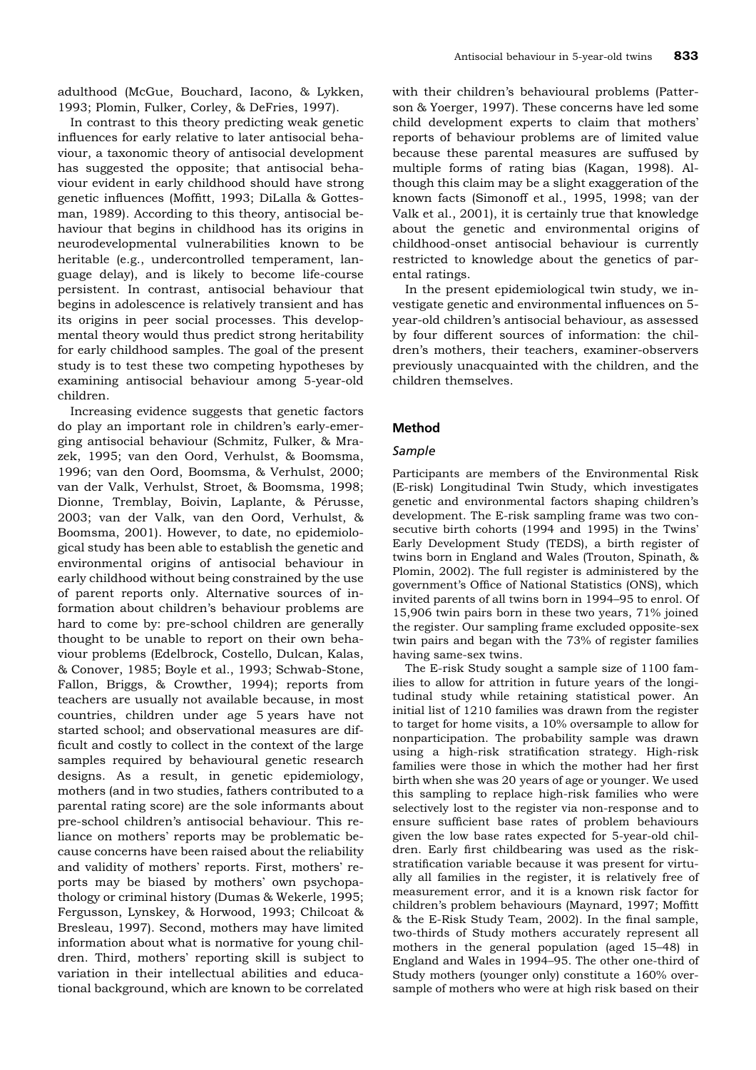adulthood (McGue, Bouchard, Iacono, & Lykken, 1993; Plomin, Fulker, Corley, & DeFries, 1997).

In contrast to this theory predicting weak genetic influences for early relative to later antisocial behaviour, a taxonomic theory of antisocial development has suggested the opposite; that antisocial behaviour evident in early childhood should have strong genetic influences (Moffitt, 1993; DiLalla & Gottesman, 1989). According to this theory, antisocial behaviour that begins in childhood has its origins in neurodevelopmental vulnerabilities known to be heritable (e.g., undercontrolled temperament, language delay), and is likely to become life-course persistent. In contrast, antisocial behaviour that begins in adolescence is relatively transient and has its origins in peer social processes. This developmental theory would thus predict strong heritability for early childhood samples. The goal of the present study is to test these two competing hypotheses by examining antisocial behaviour among 5-year-old children.

Increasing evidence suggests that genetic factors do play an important role in children's early-emerging antisocial behaviour (Schmitz, Fulker, & Mrazek, 1995; van den Oord, Verhulst, & Boomsma, 1996; van den Oord, Boomsma, & Verhulst, 2000; van der Valk, Verhulst, Stroet, & Boomsma, 1998; Dionne, Tremblay, Boivin, Laplante, & Pérusse, 2003; van der Valk, van den Oord, Verhulst, & Boomsma, 2001). However, to date, no epidemiological study has been able to establish the genetic and environmental origins of antisocial behaviour in early childhood without being constrained by the use of parent reports only. Alternative sources of information about children's behaviour problems are hard to come by: pre-school children are generally thought to be unable to report on their own behaviour problems (Edelbrock, Costello, Dulcan, Kalas, & Conover, 1985; Boyle et al., 1993; Schwab-Stone, Fallon, Briggs, & Crowther, 1994); reports from teachers are usually not available because, in most countries, children under age 5 years have not started school; and observational measures are difficult and costly to collect in the context of the large samples required by behavioural genetic research designs. As a result, in genetic epidemiology, mothers (and in two studies, fathers contributed to a parental rating score) are the sole informants about pre-school children's antisocial behaviour. This reliance on mothers' reports may be problematic because concerns have been raised about the reliability and validity of mothers' reports. First, mothers' reports may be biased by mothers' own psychopathology or criminal history (Dumas & Wekerle, 1995; Fergusson, Lynskey, & Horwood, 1993; Chilcoat & Bresleau, 1997). Second, mothers may have limited information about what is normative for young children. Third, mothers' reporting skill is subject to variation in their intellectual abilities and educational background, which are known to be correlated with their children's behavioural problems (Patterson & Yoerger, 1997). These concerns have led some child development experts to claim that mothers' reports of behaviour problems are of limited value because these parental measures are suffused by multiple forms of rating bias (Kagan, 1998). Although this claim may be a slight exaggeration of the known facts (Simonoff et al., 1995, 1998; van der Valk et al., 2001), it is certainly true that knowledge about the genetic and environmental origins of childhood-onset antisocial behaviour is currently restricted to knowledge about the genetics of parental ratings.

In the present epidemiological twin study, we investigate genetic and environmental influences on 5-year-old children's antisocial behaviour, as assessed by four different sources of information: the children's mothers, their teachers, examiner-observers previously unacquainted with the children, and the children themselves.

## Method

### *Sample*

Participants are members of the Environmental Risk (E-risk) Longitudinal Twin Study, which investigates genetic and environmental factors shaping children's development. The E-risk sampling frame was two consecutive birth cohorts (1994 and 1995) in the Twins' Early Development Study (TEDS), a birth register of twins born in England and Wales (Trouton, Spinath, & Plomin, 2002). The full register is administered by the government's Office of National Statistics (ONS), which invited parents of all twins born in 1994–95 to enrol. Of 15,906 twin pairs born in these two years, 71% joined the register. Our sampling frame excluded opposite-sex twin pairs and began with the 73% of register families having same-sex twins.

The E-risk Study sought a sample size of 1100 families to allow for attrition in future years of the longitudinal study while retaining statistical power. An initial list of 1210 families was drawn from the register to target for home visits, a 10% oversample to allow for nonparticipation. The probability sample was drawn using a high-risk stratification strategy. High-risk families were those in which the mother had her first birth when she was 20 years of age or younger. We used this sampling to replace high-risk families who were selectively lost to the register via non-response and to ensure sufficient base rates of problem behaviours given the low base rates expected for 5-year-old children. Early first childbearing was used as the risk-stratification variable because it was present for virtually all families in the register, it is relatively free of measurement error, and it is a known risk factor for children's problem behaviours (Maynard, 1997; Moffitt & the E-Risk Study Team, 2002). In the final sample, two-thirds of Study mothers accurately represent all mothers in the general population (aged 15–48) in England and Wales in 1994–95. The other one-third of Study mothers (younger only) constitute a 160% oversample of mothers who were at high risk based on their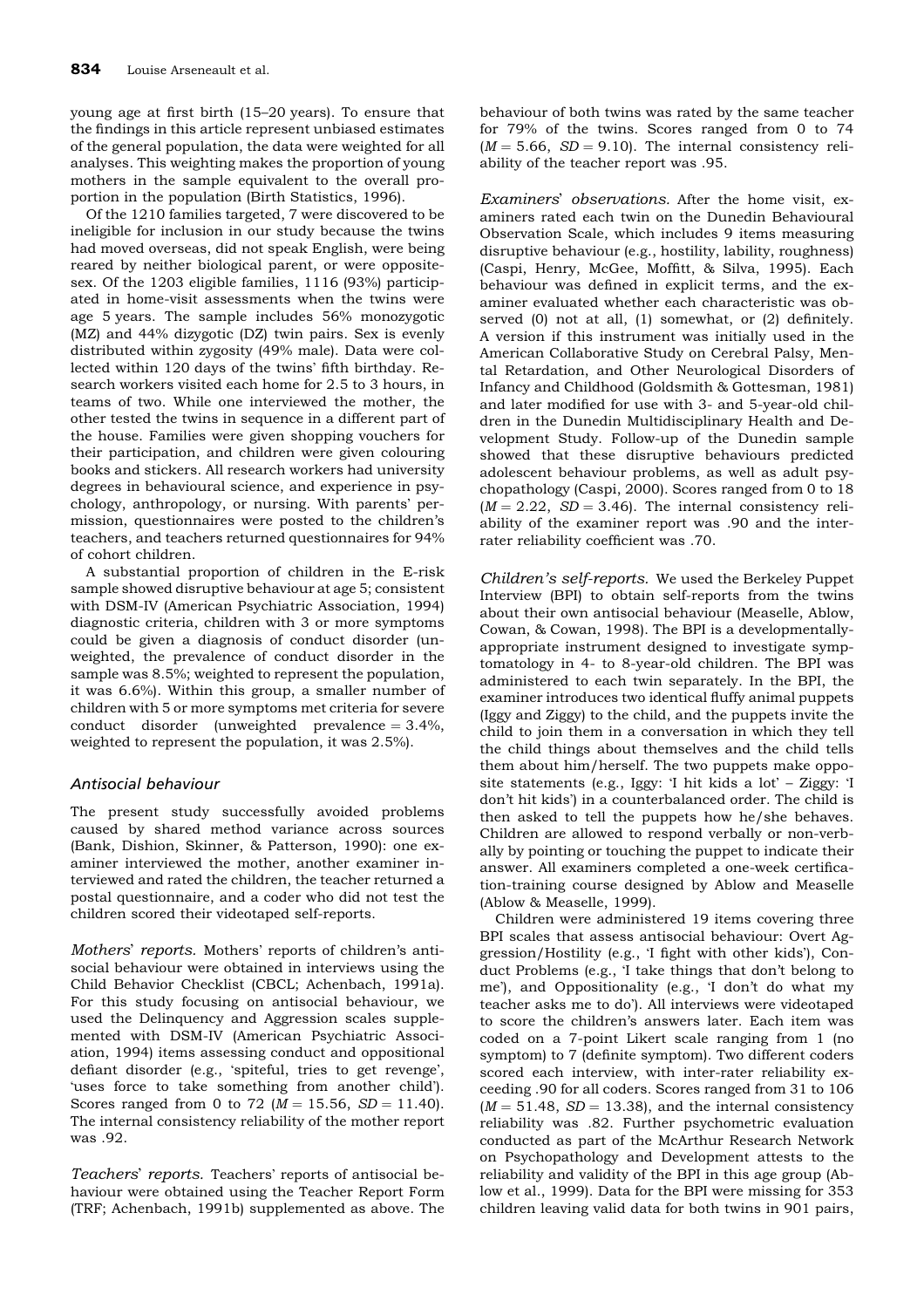young age at first birth (15–20 years). To ensure that the findings in this article represent unbiased estimates of the general population, the data were weighted for all analyses. This weighting makes the proportion of young mothers in the sample equivalent to the overall proportion in the population (Birth Statistics, 1996).

Of the 1210 families targeted, 7 were discovered to be ineligible for inclusion in our study because the twins had moved overseas, did not speak English, were being reared by neither biological parent, or were opposite-sex. Of the 1203 eligible families, 1116 (93%) participated in home-visit assessments when the twins were age 5 years. The sample includes 56% monozygotic (MZ) and 44% dizygotic (DZ) twin pairs. Sex is evenly distributed within zygosity (49% male). Data were collected within 120 days of the twins' fifth birthday. Research workers visited each home for 2.5 to 3 hours, in teams of two. While one interviewed the mother, the other tested the twins in sequence in a different part of the house. Families were given shopping vouchers for their participation, and children were given colouring books and stickers. All research workers had university degrees in behavioural science, and experience in psychology, anthropology, or nursing. With parents' permission, questionnaires were posted to the children's teachers, and teachers returned questionnaires for 94% of cohort children.

A substantial proportion of children in the E-risk sample showed disruptive behaviour at age 5; consistent with DSM-IV (American Psychiatric Association, 1994) diagnostic criteria, children with 3 or more symptoms could be given a diagnosis of conduct disorder (unweighted, the prevalence of conduct disorder in the sample was 8.5%; weighted to represent the population, it was 6.6%). Within this group, a smaller number of children with 5 or more symptoms met criteria for severe conduct disorder (unweighted prevalence = 3.4%, weighted to represent the population, it was 2.5%).

### Antisocial behaviour

The present study successfully avoided problems caused by shared method variance across sources (Bank, Dishion, Skinner, & Patterson, 1990): one examiner interviewed the mother, another examiner interviewed and rated the children, the teacher returned a postal questionnaire, and a coder who did not test the children scored their videotaped self-reports.

*Mothers' reports.* Mothers' reports of children's antisocial behaviour were obtained in interviews using the Child Behavior Checklist (CBCL; Achenbach, 1991a). For this study focusing on antisocial behaviour, we used the Delinquency and Aggression scales supplemented with DSM-IV (American Psychiatric Association, 1994) items assessing conduct and oppositional defiant disorder (e.g., 'spiteful, tries to get revenge', 'uses force to take something from another child'). Scores ranged from 0 to 72 ($M = 15.56$, $SD = 11.40$). The internal consistency reliability of the mother report was .92.

*Teachers' reports.* Teachers' reports of antisocial behaviour were obtained using the Teacher Report Form (TRF; Achenbach, 1991b) supplemented as above. The behaviour of both twins was rated by the same teacher for 79% of the twins. Scores ranged from 0 to 74 ($M = 5.66$, $SD = 9.10$). The internal consistency reliability of the teacher report was .95.

*Examiners' observations.* After the home visit, examiners rated each twin on the Dunedin Behavioural Observation Scale, which includes 9 items measuring disruptive behaviour (e.g., hostility, lability, roughness) (Caspi, Henry, McGee, Moffitt, & Silva, 1995). Each behaviour was defined in explicit terms, and the examiner evaluated whether each characteristic was observed (0) not at all, (1) somewhat, or (2) definitely. A version if this instrument was initially used in the American Collaborative Study on Cerebral Palsy, Mental Retardation, and Other Neurological Disorders of Infancy and Childhood (Goldsmith & Gottesman, 1981) and later modified for use with 3- and 5-year-old children in the Dunedin Multidisciplinary Health and Development Study. Follow-up of the Dunedin sample showed that these disruptive behaviours predicted adolescent behaviour problems, as well as adult psychopathology (Caspi, 2000). Scores ranged from 0 to 18 ($M = 2.22$, $SD = 3.46$). The internal consistency reliability of the examiner report was .90 and the inter-rater reliability coefficient was .70.

*Children's self-reports.* We used the Berkeley Puppet Interview (BPI) to obtain self-reports from the twins about their own antisocial behaviour (Measelle, Ablow, Cowan, & Cowan, 1998). The BPI is a developmentally-appropriate instrument designed to investigate symptomatology in 4- to 8-year-old children. The BPI was administered to each twin separately. In the BPI, the examiner introduces two identical fluffy animal puppets (Iggy and Ziggy) to the child, and the puppets invite the child to join them in a conversation in which they tell the child things about themselves and the child tells them about him/herself. The two puppets make opposite statements (e.g., Iggy: 'I hit kids a lot' – Ziggy: 'I don't hit kids') in a counterbalanced order. The child is then asked to tell the puppets how he/she behaves. Children are allowed to respond verbally or non-verbally by pointing or touching the puppet to indicate their answer. All examiners completed a one-week certification-training course designed by Ablow and Measelle (Ablow & Measelle, 1999).

Children were administered 19 items covering three BPI scales that assess antisocial behaviour: Overt Aggression/Hostility (e.g., 'I fight with other kids'), Conduct Problems (e.g., 'I take things that don't belong to me'), and Oppositionality (e.g., 'I don't do what my teacher asks me to do'). All interviews were videotaped to score the children's answers later. Each item was coded on a 7-point Likert scale ranging from 1 (no symptom) to 7 (definite symptom). Two different coders scored each interview, with inter-rater reliability exceeding .90 for all coders. Scores ranged from 31 to 106 ($M = 51.48$, $SD = 13.38$), and the internal consistency reliability was .82. Further psychometric evaluation conducted as part of the McArthur Research Network on Psychopathology and Development attests to the reliability and validity of the BPI in this age group (Ablow et al., 1999). Data for the BPI were missing for 353 children leaving valid data for both twins in 901 pairs,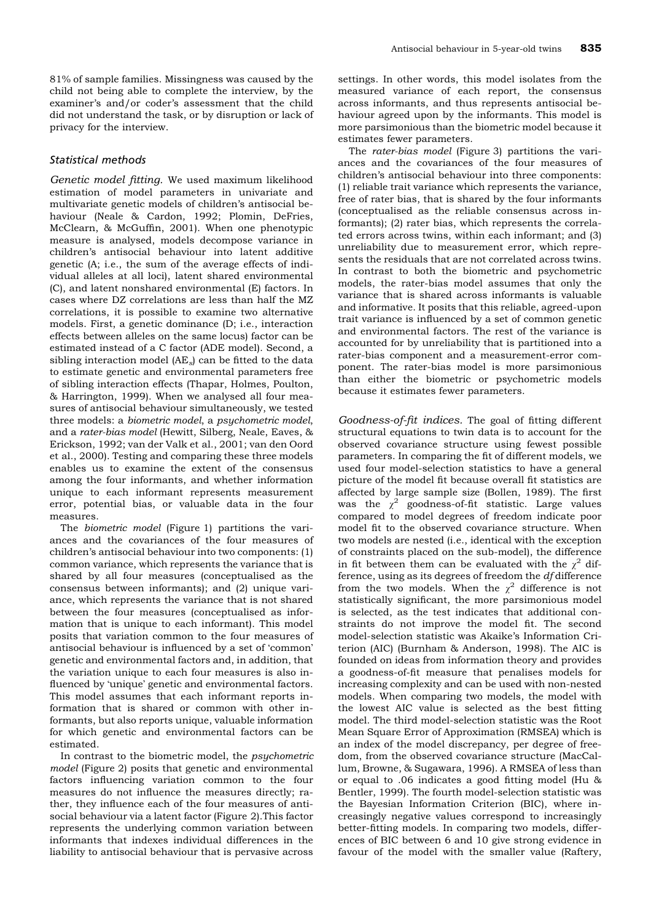81% of sample families. Missingness was caused by the child not being able to complete the interview, by the examiner's and/or coder's assessment that the child did not understand the task, or by disruption or lack of privacy for the interview.

### Statistical methods

*Genetic model fitting.* We used maximum likelihood estimation of model parameters in univariate and multivariate genetic models of children's antisocial behaviour (Neale & Cardon, 1992; Plomin, DeFries, McClearn, & McGuffin, 2001). When one phenotypic measure is analysed, models decompose variance in children's antisocial behaviour into latent additive genetic (A; i.e., the sum of the average effects of individual alleles at all loci), latent shared environmental (C), and latent nonshared environmental (E) factors. In cases where DZ correlations are less than half the MZ correlations, it is possible to examine two alternative models. First, a genetic dominance (D; i.e., interaction effects between alleles on the same locus) factor can be estimated instead of a C factor (ADE model). Second, a sibling interaction model ($AE_s$) can be fitted to the data to estimate genetic and environmental parameters free of sibling interaction effects (Thapar, Holmes, Poulton, & Harrington, 1999). When we analysed all four measures of antisocial behaviour simultaneously, we tested three models: a *biometric model*, a *psychometric model*, and a *rater-bias model* (Hewitt, Silberg, Neale, Eaves, & Erickson, 1992; van der Valk et al., 2001; van den Oord et al., 2000). Testing and comparing these three models enables us to examine the extent of the consensus among the four informants, and whether information unique to each informant represents measurement error, potential bias, or valuable data in the four measures.

The *biometric model* (Figure 1) partitions the variances and the covariances of the four measures of children's antisocial behaviour into two components: (1) common variance, which represents the variance that is shared by all four measures (conceptualised as the consensus between informants); and (2) unique variance, which represents the variance that is not shared between the four measures (conceptualised as information that is unique to each informant). This model posits that variation common to the four measures of antisocial behaviour is influenced by a set of 'common' genetic and environmental factors and, in addition, that the variation unique to each four measures is also influenced by 'unique' genetic and environmental factors. This model assumes that each informant reports information that is shared or common with other informants, but also reports unique, valuable information for which genetic and environmental factors can be estimated.

In contrast to the biometric model, the *psychometric model* (Figure 2) posits that genetic and environmental factors influencing variation common to the four measures do not influence the measures directly; rather, they influence each of the four measures of antisocial behaviour via a latent factor (Figure 2).This factor represents the underlying common variation between informants that indexes individual differences in the liability to antisocial behaviour that is pervasive across settings. In other words, this model isolates from the measured variance of each report, the consensus across informants, and thus represents antisocial behaviour agreed upon by the informants. This model is more parsimonious than the biometric model because it estimates fewer parameters.

The *rater-bias model* (Figure 3) partitions the variances and the covariances of the four measures of children's antisocial behaviour into three components: (1) reliable trait variance which represents the variance, free of rater bias, that is shared by the four informants (conceptualised as the reliable consensus across informants); (2) rater bias, which represents the correlated errors across twins, within each informant; and (3) unreliability due to measurement error, which represents the residuals that are not correlated across twins. In contrast to both the biometric and psychometric models, the rater-bias model assumes that only the variance that is shared across informants is valuable and informative. It posits that this reliable, agreed-upon trait variance is influenced by a set of common genetic and environmental factors. The rest of the variance is accounted for by unreliability that is partitioned into a rater-bias component and a measurement-error component. The rater-bias model is more parsimonious than either the biometric or psychometric models because it estimates fewer parameters.

*Goodness-of-fit indices.* The goal of fitting different structural equations to twin data is to account for the observed covariance structure using fewest possible parameters. In comparing the fit of different models, we used four model-selection statistics to have a general picture of the model fit because overall fit statistics are affected by large sample size (Bollen, 1989). The first was the $\chi^2$ goodness-of-fit statistic. Large values compared to model degrees of freedom indicate poor model fit to the observed covariance structure. When two models are nested (i.e., identical with the exception of constraints placed on the sub-model), the difference in fit between them can be evaluated with the $\chi^2$ difference, using as its degrees of freedom the *df* difference from the two models. When the $\chi^2$ difference is not statistically significant, the more parsimonious model is selected, as the test indicates that additional constraints do not improve the model fit. The second model-selection statistic was Akaike's Information Criterion (AIC) (Burnham & Anderson, 1998). The AIC is founded on ideas from information theory and provides a goodness-of-fit measure that penalises models for increasing complexity and can be used with non-nested models. When comparing two models, the model with the lowest AIC value is selected as the best fitting model. The third model-selection statistic was the Root Mean Square Error of Approximation (RMSEA) which is an index of the model discrepancy, per degree of freedom, from the observed covariance structure (MacCallum, Browne, & Sugawara, 1996). A RMSEA of less than or equal to .06 indicates a good fitting model (Hu & Bentler, 1999). The fourth model-selection statistic was the Bayesian Information Criterion (BIC), where increasingly negative values correspond to increasingly better-fitting models. In comparing two models, differences of BIC between 6 and 10 give strong evidence in favour of the model with the smaller value (Raftery,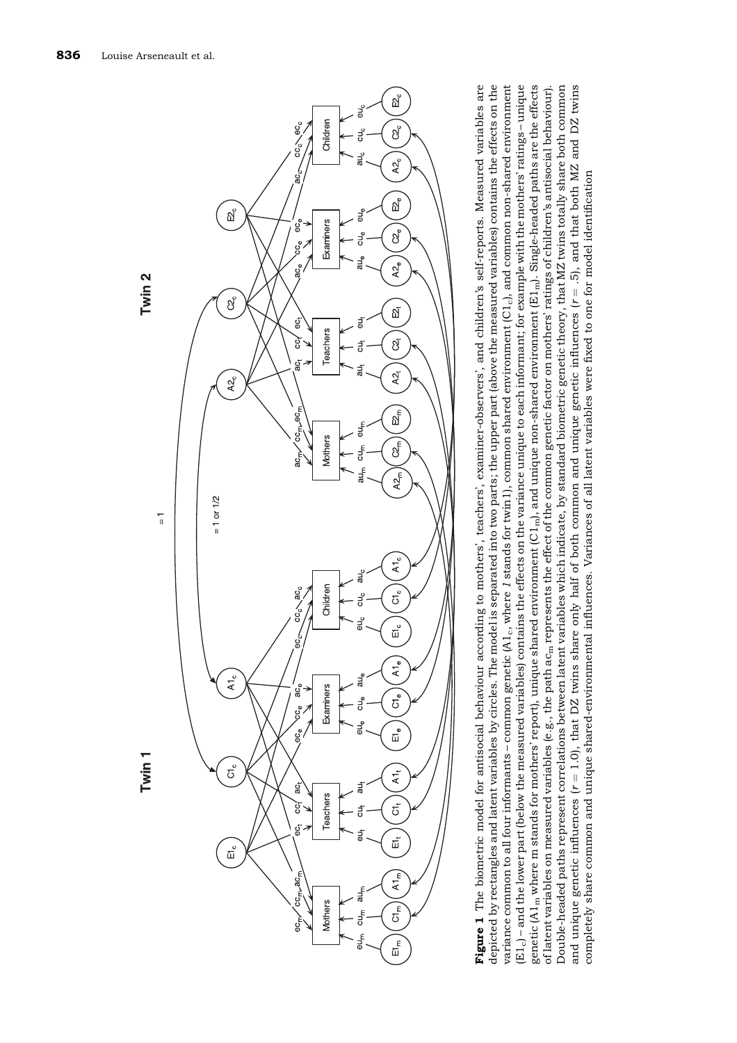**Figure 1** The biometric model for antisocial behaviour according to mothers', teachers', examiner-observers', and children's self-reports. Measured variables are depicted by rectangles and latent variables by circles. The model is separated into two parts; the upper part (above the measured variables) contains the effects on the variance common to all four informants – common genetic ($A1_c$, where *1* stands for twin1), common shared environment ($C1_c$), and common non-shared environment ($E1_c$) – and the lower part (below the measured variables) contains the effects on the variance unique to each informant; for example with the mothers' ratings – unique genetic ($A1_m$ where m stands for mothers' report), unique shared environment ($C1_m$), and unique non-shared environment ($E1_m$). Single-headed paths are the effects of latent variables on measured variables (e.g., the path $ac_m$ represents the effect of the common genetic factor on mothers' ratings of children's antisocial behaviour). Double-headed paths represent correlations between latent variables which indicate, by standard biometric genetic theory, that MZ twins totally share both common and unique genetic influences ($r = 1.0$), that DZ twins share only half of both common and unique genetic influences ($r = .5$), and that both MZ and DZ twins completely share common and unique shared-environmental influences. Variances of all latent variables were fixed to one for model identification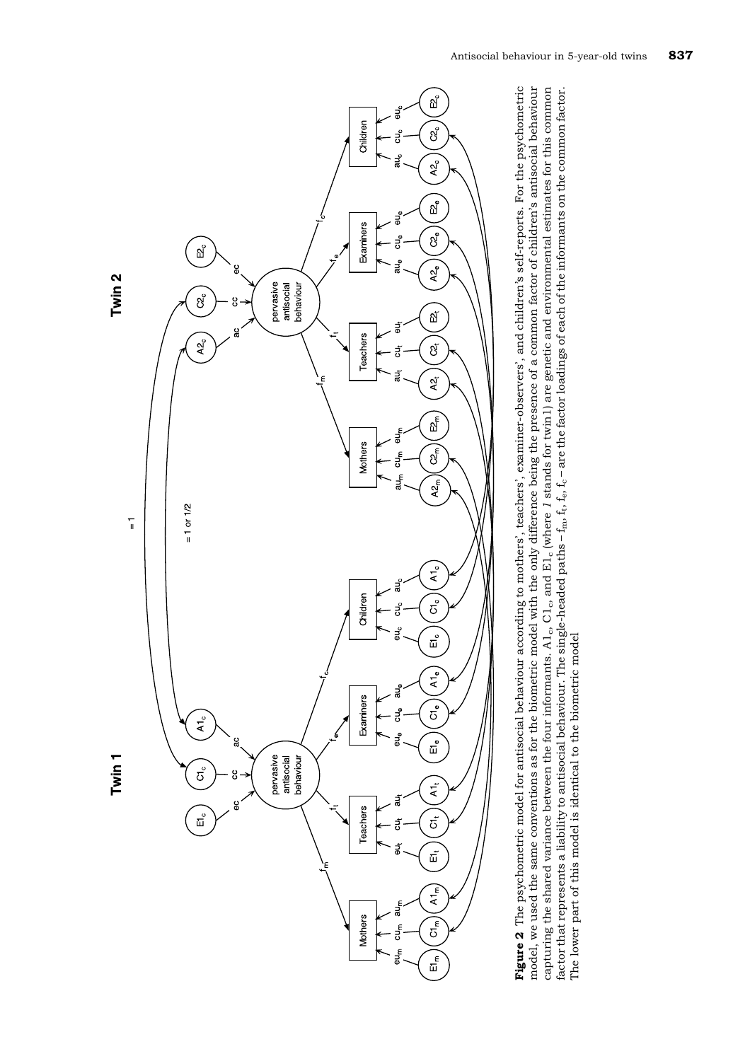**Figure 2** The psychometric model for antisocial behaviour according to mothers', teachers', examiner-observers', and children's self-reports. For the psychometric model, we used the same conventions as for the biometric model with the only difference being the presence of a common factor of children's antisocial behaviour capturing the shared variance between the four informants. $A1_c$, $C1_c$, and $E1_c$ (where *1* stands for twin1) are genetic and environmental estimates for this common factor that represents a liability to antisocial behaviour. The single-headed paths – $f_m$, $f_t$, $f_e$, $f_c$ – are the factor loadings of each of the informants on the common factor. The lower part of this model is identical to the biometric model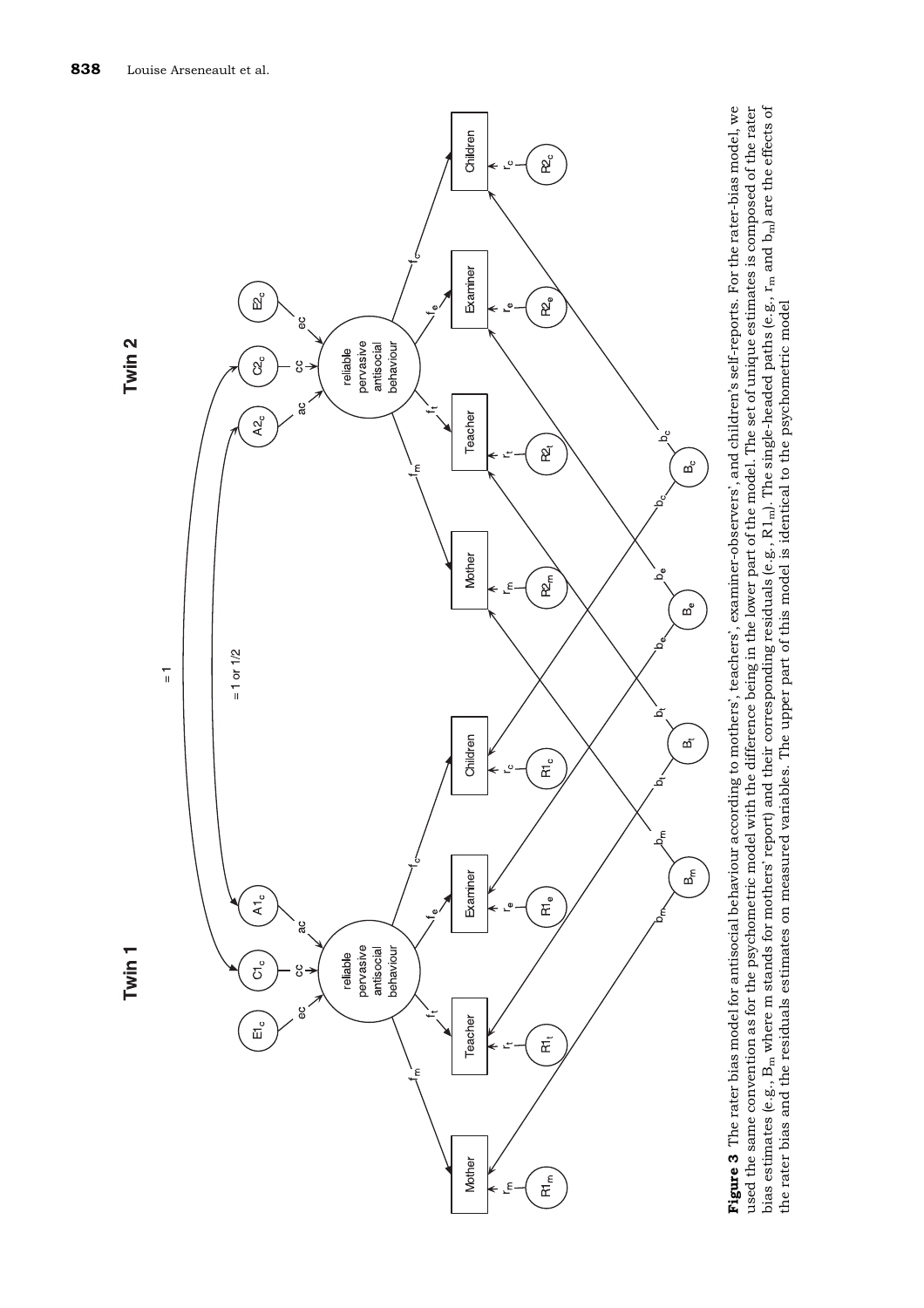**Figure 3** The rater bias model for antisocial behaviour according to mothers', teachers', examiner-observers', and children's self-reports. For the rater-bias model, we used the same convention as for the psychometric model with the difference being in the lower part of the model. The set of unique estimates is composed of the rater bias estimates (e.g., $B_m$ where m stands for mothers' report) and their corresponding residuals (e.g., $R1_m$). The single-headed paths (e.g., $r_m$ and $b_m$) are the effects of the rater bias and the residuals estimates on measured variables. The upper part of this model is identical to the psychometric model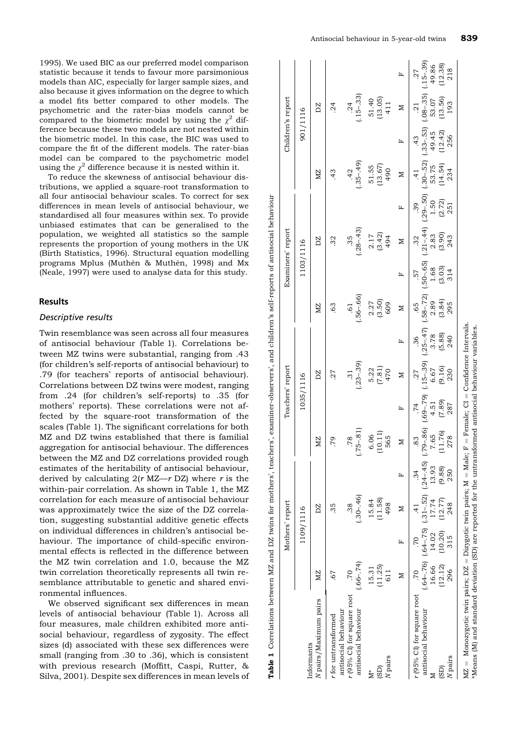1995). We used BIC as our preferred model comparison statistic because it tends to favour more parsimonious models than AIC, especially for larger sample sizes, and also because it gives information on the degree to which a model fits better compared to other models. The psychometric and the rater-bias models cannot be compared to the biometric model by using the $\chi^2$ difference because these two models are not nested within the biometric model. In this case, the BIC was used to compare the fit of the different models. The rater-bias model can be compared to the psychometric model using the $\chi^2$ difference because it is nested within it.

To reduce the skewness of antisocial behaviour distributions, we applied a square-root transformation to all four antisocial behaviour scales. To correct for sex differences in mean levels of antisocial behaviour, we standardised all four measures within sex. To provide unbiased estimates that can be generalised to the population, we weighted all statistics so the sample represents the proportion of young mothers in the UK (Birth Statistics, 1996). Structural equation modelling programs Mplus (Muthén & Muthén, 1998) and Mx (Neale, 1997) were used to analyse data for this study.

## Results

### Descriptive results

Twin resemblance was seen across all four measures of antisocial behaviour (Table 1). Correlations between MZ twins were substantial, ranging from .43 (for children's self-reports of antisocial behaviour) to .79 (for teachers' reports of antisocial behaviour). Correlations between DZ twins were modest, ranging from .24 (for children's self-reports) to .35 (for mothers' reports). These correlations were not affected by the square-root transformation of the scales (Table 1). The significant correlations for both MZ and DZ twins established that there is familial aggregation for antisocial behaviour. The differences between the MZ and DZ correlations provided rough estimates of the heritability of antisocial behaviour, derived by calculating 2($r$ MZ—$r$ DZ) where $r$ is the within-pair correlation. As shown in Table 1, the MZ correlation for each measure of antisocial behaviour was approximately twice the size of the DZ correlation, suggesting substantial additive genetic effects on individual differences in children's antisocial behaviour. The importance of child-specific environmental effects is reflected in the difference between the MZ twin correlation and 1.0, because the MZ twin correlation theoretically represents all twin resemblance attributable to genetic and shared environmental influences.

We observed significant sex differences in mean levels of antisocial behaviour (Table 1). Across all four measures, male children exhibited more antisocial behaviour, regardless of zygosity. The effect sizes (d) associated with these sex differences were small (ranging from .30 to .36), which is consistent with previous research (Moffitt, Caspi, Rutter, & Silva, 2001). Despite sex differences in mean levels of

**Table 1** Correlations between MZ and DZ twins for mothers', teachers', examiner-observers', and children's self-reports of antisocial behaviour

| Informants | Mothers' report | | | | Teachers' report | | | | Examiners' report | | | | Children's report | | | |
|---|---|---|---|---|---|---|---|---|---|---|---|---|---|---|---|---|
| *N* pairs/Maximum pairs | 1109/1116 | | | | 1035/1116 | | | | 1103/1116 | | | | 901/1116 | | | |
| | MZ | | DZ | | MZ | | DZ | | MZ | | DZ | | MZ | | DZ | |
| *r* for untransformed antisocial behaviour | .67 | | .35 | | .79 | | .27 | | .63 | | .32 | | .43 | | .24 | |
| *r* (95% CI) for square root antisocial behaviour | .70 (.66–.74) | | .38 (.30–.46) | | .78 (.75–.81) | | .31 (.23–.39) | | .61 (.56–.66) | | .35 (.28–.43) | | .42 (.35–.49) | | .24 (.15–.33) | |
| M* | 15.31 | | 15.84 | | 6.06 | | 5.22 | | 2.27 | | 2.17 | | 51.55 | | 51.40 | |
| (SD) | (11.25) | | (11.58) | | (10.11) | | (7.81) | | (3.50) | | (3.42) | | (13.67) | | (13.05) | |
| *N* pairs | 611 | | 498 | | 565 | | 470 | | 609 | | 494 | | 490 | | 411 | |
| | M | F | M | F | M | F | M | F | M | F | M | F | M | F | M | F |
| *r* (95% CI) for square root antisocial behaviour | .70 (.64–.76) | .70 (.64–.75) | .41 (.31–.52) | .34 (.24–.45) | .83 (.79–.86) | .74 (.69–.79) | .27 (.15–.39) | .36 (.25–.47) | .65 (.58–.72) | .57 (.50–.65) | .32 (.21–.44) | .39 (.29–.50) | .41 (.30–.52) | .43 (.33–.53) | .21 (.08–.35) | .27 (.15–.39) |
| M | 16.66 | 14.02 | 17.74 | 13.93 | 7.65 | 4.51 | 6.67 | 3.78 | 2.89 | 1.68 | 2.83 | 1.50 | 53.75 | 49.45 | 53.07 | 49.86 |
| (SD) | (12.12) | (10.20) | (12.77) | (9.88) | (11.76) | (7.89) | (9.16) | (5.88) | (3.84) | (3.03) | (3.90) | (2.72) | (14.54) | (12.42) | (13.56) | (12.38) |
| *N* pairs | 296 | 315 | 248 | 250 | 278 | 287 | 230 | 240 | 295 | 314 | 243 | 251 | 234 | 256 | 193 | 218 |

MZ = Monozygotic twin pairs; DZ = Dizygotic twin pairs; M = Male; F = Female; CI = Confidence Intervals.
*Means (M) and standard deviation (SD) are reported for the untransformed antisocial behaviour variables.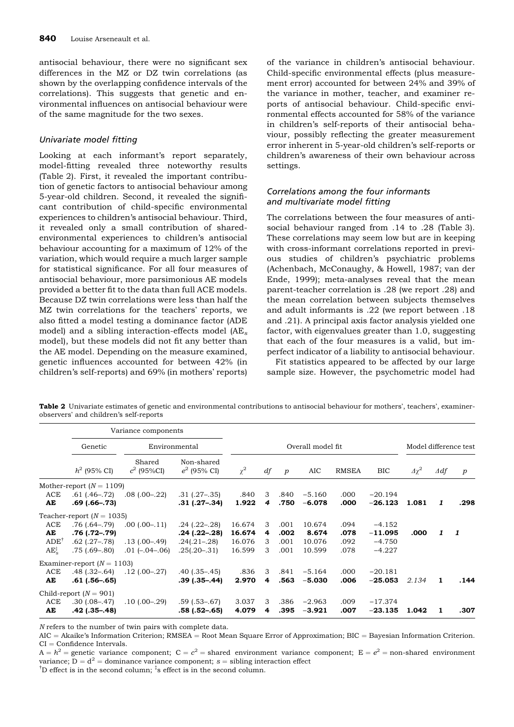antisocial behaviour, there were no significant sex differences in the MZ or DZ twin correlations (as shown by the overlapping confidence intervals of the correlations). This suggests that genetic and environmental influences on antisocial behaviour were of the same magnitude for the two sexes.

### *Univariate model fitting*

Looking at each informant's report separately, model-fitting revealed three noteworthy results (Table 2). First, it revealed the important contribution of genetic factors to antisocial behaviour among 5-year-old children. Second, it revealed the significant contribution of child-specific environmental experiences to children's antisocial behaviour. Third, it revealed only a small contribution of shared-environmental experiences to children's antisocial behaviour accounting for a maximum of 12% of the variation, which would require a much larger sample for statistical significance. For all four measures of antisocial behaviour, more parsimonious AE models provided a better fit to the data than full ACE models. Because DZ twin correlations were less than half the MZ twin correlations for the teachers' reports, we also fitted a model testing a dominance factor (ADE model) and a sibling interaction-effects model ($AE_s$ model), but these models did not fit any better than the AE model. Depending on the measure examined, genetic influences accounted for between 42% (in children's self-reports) and 69% (in mothers' reports) of the variance in children's antisocial behaviour. Child-specific environmental effects (plus measurement error) accounted for between 24% and 39% of the variance in mother, teacher, and examiner reports of antisocial behaviour. Child-specific environmental effects accounted for 58% of the variance in children's self-reports of their antisocial behaviour, possibly reflecting the greater measurement error inherent in 5-year-old children's self-reports or children's awareness of their own behaviour across settings.

### *Correlations among the four informants and multivariate model fitting*

The correlations between the four measures of antisocial behaviour ranged from .14 to .28 (Table 3). These correlations may seem low but are in keeping with cross-informant correlations reported in previous studies of children's psychiatric problems (Achenbach, McConaughy, & Howell, 1987; van der Ende, 1999); meta-analyses reveal that the mean parent-teacher correlation is .28 (we report .28) and the mean correlation between subjects themselves and adult informants is .22 (we report between .18 and .21). A principal axis factor analysis yielded one factor, with eigenvalues greater than 1.0, suggesting that each of the four measures is a valid, but imperfect indicator of a liability to antisocial behaviour.

Fit statistics appeared to be affected by our large sample size. However, the psychometric model had

**Table 2** Univariate estimates of genetic and environmental contributions to antisocial behaviour for mothers', teachers', examiner-observers' and children's self-reports

| | Variance components | | | Overall model fit | | | | | | Model difference test | | |
|---|---|---|---|---|---|---|---|---|---|---|---|---|
| | Genetic | Environmental | | | | | | | | | | |
| | $h^2$ (95% CI) | Shared $c^2$ (95%CI) | Non-shared $e^2$ (95% CI) | $\chi^2$ | *df* | *p* | AIC | RMSEA | BIC | $\Delta\chi^2$ | $\Delta df$ | *p* |
| Mother-report ($N = 1109$) | | | | | | | | | | | | |
| ACE | .61 (.46–.72) | .08 (.00–.22) | .31 (.27–.35) | .840 | 3 | .840 | −5.160 | .000 | −20.194 | | | |
| **AE** | **.69 (.66–.73)** | | **.31 (.27–.34)** | **1.922** | **4** | **.750** | **−6.078** | **.000** | **−26.123** | **1.081** | ***1*** | **.298** |
| Teacher-report ($N = 1035$) | | | | | | | | | | | | |
| ACE | .76 (.64–.79) | .00 (.00–.11) | .24 (.22–.28) | 16.674 | 3 | .001 | 10.674 | .094 | −4.152 | | | |
| **AE** | **.76 (.72–.79)** | | **.24 (.22–.28)** | **16.674** | **4** | **.002** | **8.674** | **.078** | **−11.095** | **.000** | ***1*** | ***1*** |
| ADE[†] | .62 (.27–.78) | .13 (.00–.49) | .24(.21–.28) | 16.076 | 3 | .001 | 10.076 | .092 | −4.750 | | | |
| $AE_s$[‡] | .75 (.69–.80) | .01 (−.04–.06) | .25(.20–.31) | 16.599 | 3 | .001 | 10.599 | .078 | −4.227 | | | |
| Examiner-report ($N = 1103$) | | | | | | | | | | | | |
| ACE | .48 (.32–.64) | .12 (.00–.27) | .40 (.35–.45) | .836 | 3 | .841 | −5.164 | .000 | −20.181 | | | |
| **AE** | **.61 (.56–.65)** | | **.39 (.35–.44)** | **2.970** | **4** | **.563** | **−5.030** | **.006** | **−25.053** | *2.134* | **1** | **.144** |
| Child-report ($N = 901$) | | | | | | | | | | | | |
| ACE | .30 (.08–.47) | .10 (.00–.29) | .59 (.53–.67) | 3.037 | 3 | .386 | −2.963 | .009 | −17.374 | | | |
| **AE** | **.42 (.35–.48)** | | **.58 (.52–.65)** | **4.079** | **4** | **.395** | **−3.921** | **.007** | **−23.135** | **1.042** | **1** | **.307** |

*N* refers to the number of twin pairs with complete data.

AIC = Akaike's Information Criterion; RMSEA = Root Mean Square Error of Approximation; BIC = Bayesian Information Criterion. CI = Confidence Intervals.

A = $h^2$ = genetic variance component; C = $c^2$ = shared environment variance component; E = $e^2$ = non-shared environment variance; D = $d^2$ = dominance variance component; *s* = sibling interaction effect

[†]D effect is in the second column; [‡]s effect is in the second column.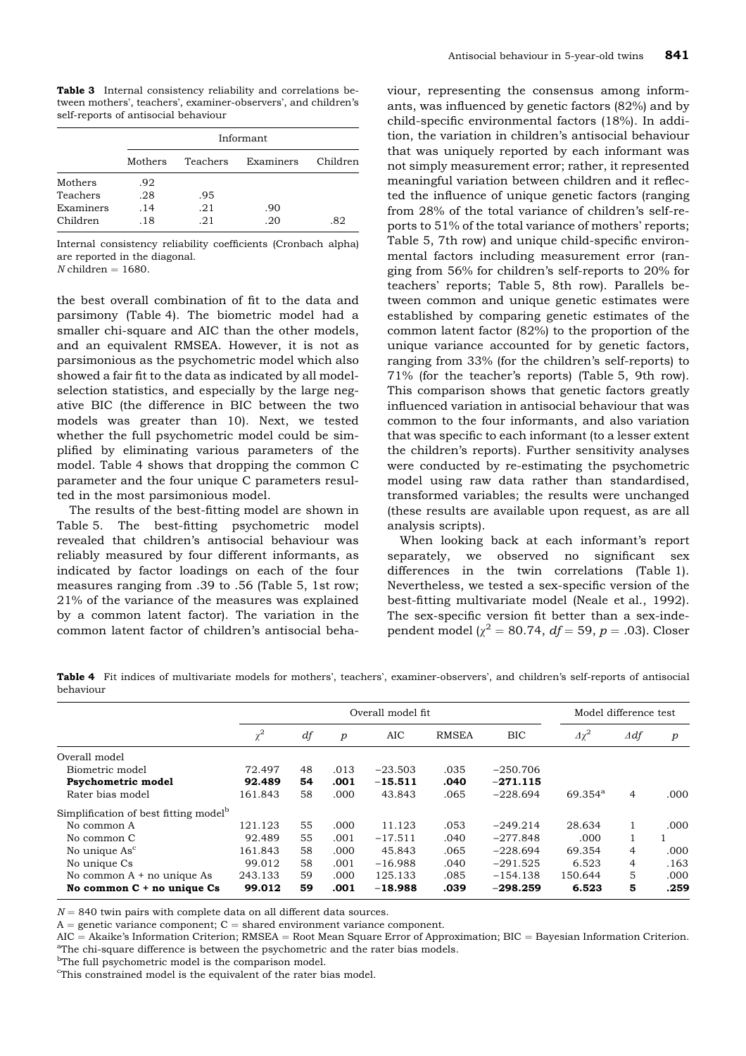**Table 3** Internal consistency reliability and correlations between mothers', teachers', examiner-observers', and children's self-reports of antisocial behaviour

| | Informant | | | |
|---|---|---|---|---|
| | Mothers | Teachers | Examiners | Children |
| Mothers | .92 | | | |
| Teachers | .28 | .95 | | |
| Examiners | .14 | .21 | .90 | |
| Children | .18 | .21 | .20 | .82 |

Internal consistency reliability coefficients (Cronbach alpha) are reported in the diagonal.
$N$ children = 1680.

the best overall combination of fit to the data and parsimony (Table 4). The biometric model had a smaller chi-square and AIC than the other models, and an equivalent RMSEA. However, it is not as parsimonious as the psychometric model which also showed a fair fit to the data as indicated by all model-selection statistics, and especially by the large negative BIC (the difference in BIC between the two models was greater than 10). Next, we tested whether the full psychometric model could be simplified by eliminating various parameters of the model. Table 4 shows that dropping the common C parameter and the four unique C parameters resulted in the most parsimonious model.

The results of the best-fitting model are shown in Table 5. The best-fitting psychometric model revealed that children's antisocial behaviour was reliably measured by four different informants, as indicated by factor loadings on each of the four measures ranging from .39 to .56 (Table 5, 1st row; 21% of the variance of the measures was explained by a common latent factor). The variation in the common latent factor of children's antisocial behaviour, representing the consensus among informants, was influenced by genetic factors (82%) and by child-specific environmental factors (18%). In addition, the variation in children's antisocial behaviour that was uniquely reported by each informant was not simply measurement error; rather, it represented meaningful variation between children and it reflected the influence of unique genetic factors (ranging from 28% of the total variance of children's self-reports to 51% of the total variance of mothers' reports; Table 5, 7th row) and unique child-specific environmental factors including measurement error (ranging from 56% for children's self-reports to 20% for teachers' reports; Table 5, 8th row). Parallels between common and unique genetic estimates were established by comparing genetic estimates of the common latent factor (82%) to the proportion of the unique variance accounted for by genetic factors, ranging from 33% (for the children's self-reports) to 71% (for the teacher's reports) (Table 5, 9th row). This comparison shows that genetic factors greatly influenced variation in antisocial behaviour that was common to the four informants, and also variation that was specific to each informant (to a lesser extent the children's reports). Further sensitivity analyses were conducted by re-estimating the psychometric model using raw data rather than standardised, transformed variables; the results were unchanged (these results are available upon request, as are all analysis scripts).

When looking back at each informant's report separately, we observed no significant sex differences in the twin correlations (Table 1). Nevertheless, we tested a sex-specific version of the best-fitting multivariate model (Neale et al., 1992). The sex-specific version fit better than a sex-independent model ($\chi^2 = 80.74$, $df = 59$, $p = .03$). Closer

**Table 4** Fit indices of multivariate models for mothers', teachers', examiner-observers', and children's self-reports of antisocial behaviour

| | Overall model fit | | | | | | Model difference test | | |
|---|---|---|---|---|---|---|---|---|---|
| | $\chi^2$ | $df$ | $p$ | AIC | RMSEA | BIC | $\Delta\chi^2$ | $\Delta df$ | $p$ |
| Overall model | | | | | | | | | |
| Biometric model | 72.497 | 48 | .013 | −23.503 | .035 | −250.706 | | | |
| **Psychometric model** | **92.489** | **54** | **.001** | **−15.511** | **.040** | **−271.115** | | | |
| Rater bias model | 161.843 | 58 | .000 | 43.843 | .065 | −228.694 | 69.354[a] | 4 | .000 |
| Simplification of best fitting model[b] | | | | | | | | | |
| No common A | 121.123 | 55 | .000 | 11.123 | .053 | −249.214 | 28.634 | 1 | .000 |
| No common C | 92.489 | 55 | .001 | −17.511 | .040 | −277.848 | .000 | 1 | 1 |
| No unique As[c] | 161.843 | 58 | .000 | 45.843 | .065 | −228.694 | 69.354 | 4 | .000 |
| No unique Cs | 99.012 | 58 | .001 | −16.988 | .040 | −291.525 | 6.523 | 4 | .163 |
| No common A + no unique As | 243.133 | 59 | .000 | 125.133 | .085 | −154.138 | 150.644 | 5 | .000 |
| **No common C + no unique Cs** | **99.012** | **59** | **.001** | **−18.988** | **.039** | **−298.259** | **6.523** | **5** | **.259** |

$N$ = 840 twin pairs with complete data on all different data sources.
A = genetic variance component; C = shared environment variance component.
AIC = Akaike's Information Criterion; RMSEA = Root Mean Square Error of Approximation; BIC = Bayesian Information Criterion.
[a]The chi-square difference is between the psychometric and the rater bias models.
[b]The full psychometric model is the comparison model.
[c]This constrained model is the equivalent of the rater bias model.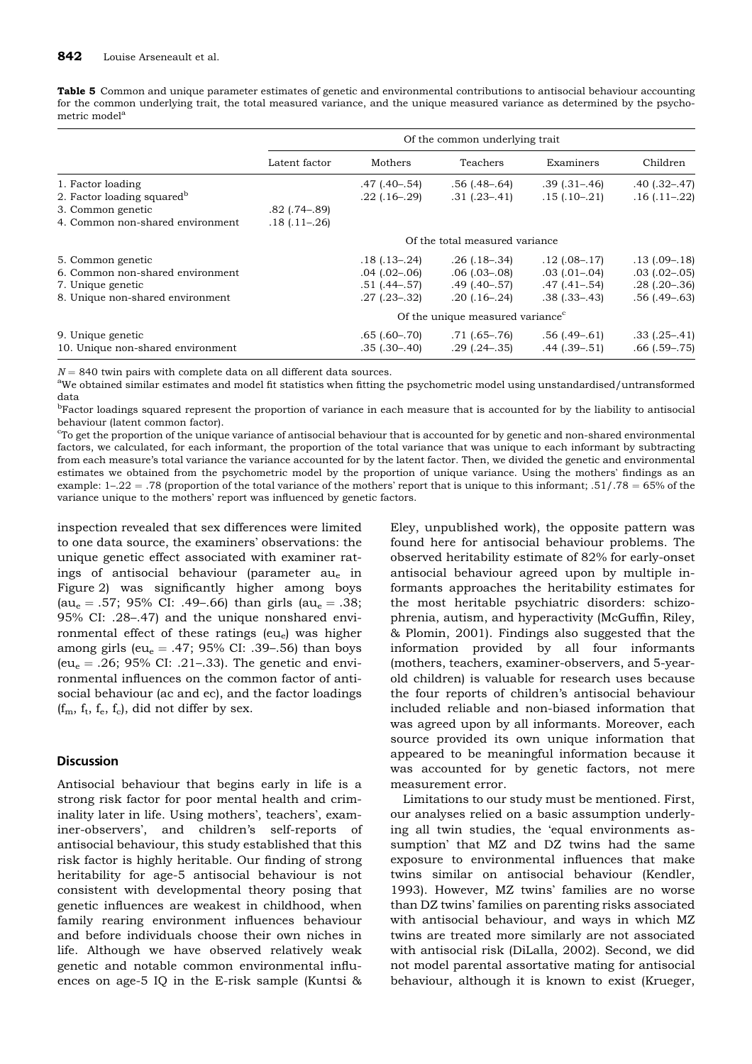**Table 5** Common and unique parameter estimates of genetic and environmental contributions to antisocial behaviour accounting for the common underlying trait, the total measured variance, and the unique measured variance as determined by the psychometric model[a]

| | Of the common underlying trait | | | | |
|---|---|---|---|---|---|
| | Latent factor | Mothers | Teachers | Examiners | Children |
| 1. Factor loading | | .47 (.40–.54) | .56 (.48–.64) | .39 (.31–.46) | .40 (.32–.47) |
| 2. Factor loading squared[b] | | .22 (.16–.29) | .31 (.23–.41) | .15 (.10–.21) | .16 (.11–.22) |
| 3. Common genetic | .82 (.74–.89) | | | | |
| 4. Common non-shared environment | .18 (.11–.26) | | | | |
| | Of the total measured variance | | | | |
| 5. Common genetic | | .18 (.13–.24) | .26 (.18–.34) | .12 (.08–.17) | .13 (.09–.18) |
| 6. Common non-shared environment | | .04 (.02–.06) | .06 (.03–.08) | .03 (.01–.04) | .03 (.02–.05) |
| 7. Unique genetic | | .51 (.44–.57) | .49 (.40–.57) | .47 (.41–.54) | .28 (.20–.36) |
| 8. Unique non-shared environment | | .27 (.23–.32) | .20 (.16–.24) | .38 (.33–.43) | .56 (.49–.63) |
| | Of the unique measured variance[c] | | | | |
| 9. Unique genetic | | .65 (.60–.70) | .71 (.65–.76) | .56 (.49–.61) | .33 (.25–.41) |
| 10. Unique non-shared environment | | .35 (.30–.40) | .29 (.24–.35) | .44 (.39–.51) | .66 (.59–.75) |

$N = 840$ twin pairs with complete data on all different data sources.

[a]We obtained similar estimates and model fit statistics when fitting the psychometric model using unstandardised/untransformed data

[b]Factor loadings squared represent the proportion of variance in each measure that is accounted for by the liability to antisocial behaviour (latent common factor).

[c]To get the proportion of the unique variance of antisocial behaviour that is accounted for by genetic and non-shared environmental factors, we calculated, for each informant, the proportion of the total variance that was unique to each informant by subtracting from each measure's total variance the variance accounted for by the latent factor. Then, we divided the genetic and environmental estimates we obtained from the psychometric model by the proportion of unique variance. Using the mothers' findings as an example: 1–.22 = .78 (proportion of the total variance of the mothers' report that is unique to this informant; .51/.78 = 65% of the variance unique to the mothers' report was influenced by genetic factors.

inspection revealed that sex differences were limited to one data source, the examiners' observations: the unique genetic effect associated with examiner ratings of antisocial behaviour (parameter $au_e$ in Figure 2) was significantly higher among boys ($au_e = .57$; 95% CI: .49–.66) than girls ($au_e = .38$; 95% CI: .28–.47) and the unique nonshared environmental effect of these ratings ($eu_e$) was higher among girls ($eu_e = .47$; 95% CI: .39–.56) than boys ($eu_e = .26$; 95% CI: .21–.33). The genetic and environmental influences on the common factor of antisocial behaviour (ac and ec), and the factor loadings ($f_m$, $f_t$, $f_e$, $f_c$), did not differ by sex.

## Discussion

Antisocial behaviour that begins early in life is a strong risk factor for poor mental health and criminality later in life. Using mothers', teachers', examiner-observers', and children's self-reports of antisocial behaviour, this study established that this risk factor is highly heritable. Our finding of strong heritability for age-5 antisocial behaviour is not consistent with developmental theory posing that genetic influences are weakest in childhood, when family rearing environment influences behaviour and before individuals choose their own niches in life. Although we have observed relatively weak genetic and notable common environmental influences on age-5 IQ in the E-risk sample (Kuntsi & Eley, unpublished work), the opposite pattern was found here for antisocial behaviour problems. The observed heritability estimate of 82% for early-onset antisocial behaviour agreed upon by multiple informants approaches the heritability estimates for the most heritable psychiatric disorders: schizophrenia, autism, and hyperactivity (McGuffin, Riley, & Plomin, 2001). Findings also suggested that the information provided by all four informants (mothers, teachers, examiner-observers, and 5-year-old children) is valuable for research uses because the four reports of children's antisocial behaviour included reliable and non-biased information that was agreed upon by all informants. Moreover, each source provided its own unique information that appeared to be meaningful information because it was accounted for by genetic factors, not mere measurement error.

Limitations to our study must be mentioned. First, our analyses relied on a basic assumption underlying all twin studies, the 'equal environments assumption' that MZ and DZ twins had the same exposure to environmental influences that make twins similar on antisocial behaviour (Kendler, 1993). However, MZ twins' families are no worse than DZ twins' families on parenting risks associated with antisocial behaviour, and ways in which MZ twins are treated more similarly are not associated with antisocial risk (DiLalla, 2002). Second, we did not model parental assortative mating for antisocial behaviour, although it is known to exist (Krueger,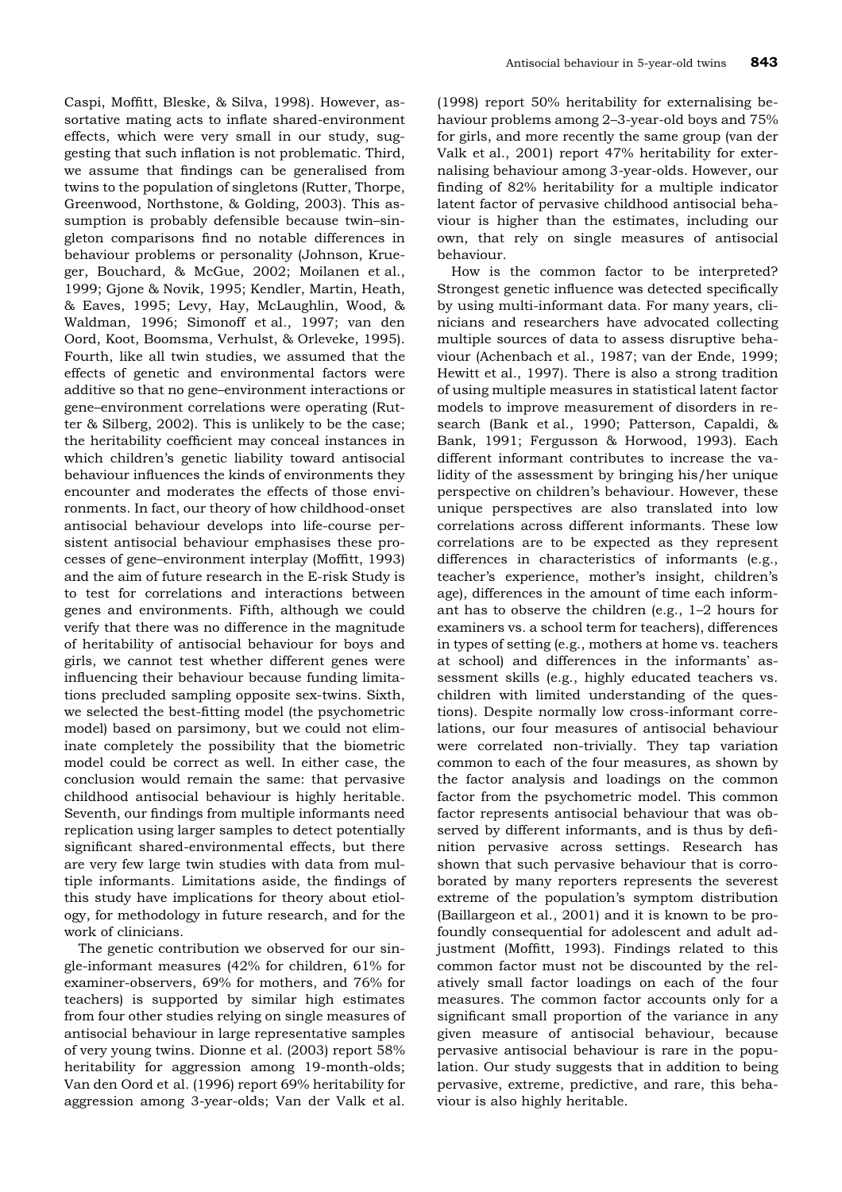Caspi, Moffitt, Bleske, & Silva, 1998). However, assortative mating acts to inflate shared-environment effects, which were very small in our study, suggesting that such inflation is not problematic. Third, we assume that findings can be generalised from twins to the population of singletons (Rutter, Thorpe, Greenwood, Northstone, & Golding, 2003). This assumption is probably defensible because twin–singleton comparisons find no notable differences in behaviour problems or personality (Johnson, Krueger, Bouchard, & McGue, 2002; Moilanen et al., 1999; Gjone & Novik, 1995; Kendler, Martin, Heath, & Eaves, 1995; Levy, Hay, McLaughlin, Wood, & Waldman, 1996; Simonoff et al., 1997; van den Oord, Koot, Boomsma, Verhulst, & Orleveke, 1995). Fourth, like all twin studies, we assumed that the effects of genetic and environmental factors were additive so that no gene–environment interactions or gene–environment correlations were operating (Rutter & Silberg, 2002). This is unlikely to be the case; the heritability coefficient may conceal instances in which children's genetic liability toward antisocial behaviour influences the kinds of environments they encounter and moderates the effects of those environments. In fact, our theory of how childhood-onset antisocial behaviour develops into life-course persistent antisocial behaviour emphasises these processes of gene–environment interplay (Moffitt, 1993) and the aim of future research in the E-risk Study is to test for correlations and interactions between genes and environments. Fifth, although we could verify that there was no difference in the magnitude of heritability of antisocial behaviour for boys and girls, we cannot test whether different genes were influencing their behaviour because funding limitations precluded sampling opposite sex-twins. Sixth, we selected the best-fitting model (the psychometric model) based on parsimony, but we could not eliminate completely the possibility that the biometric model could be correct as well. In either case, the conclusion would remain the same: that pervasive childhood antisocial behaviour is highly heritable. Seventh, our findings from multiple informants need replication using larger samples to detect potentially significant shared-environmental effects, but there are very few large twin studies with data from multiple informants. Limitations aside, the findings of this study have implications for theory about etiology, for methodology in future research, and for the work of clinicians.

The genetic contribution we observed for our single-informant measures (42% for children, 61% for examiner-observers, 69% for mothers, and 76% for teachers) is supported by similar high estimates from four other studies relying on single measures of antisocial behaviour in large representative samples of very young twins. Dionne et al. (2003) report 58% heritability for aggression among 19-month-olds; Van den Oord et al. (1996) report 69% heritability for aggression among 3-year-olds; Van der Valk et al. (1998) report 50% heritability for externalising behaviour problems among 2–3-year-old boys and 75% for girls, and more recently the same group (van der Valk et al., 2001) report 47% heritability for externalising behaviour among 3-year-olds. However, our finding of 82% heritability for a multiple indicator latent factor of pervasive childhood antisocial behaviour is higher than the estimates, including our own, that rely on single measures of antisocial behaviour.

How is the common factor to be interpreted? Strongest genetic influence was detected specifically by using multi-informant data. For many years, clinicians and researchers have advocated collecting multiple sources of data to assess disruptive behaviour (Achenbach et al., 1987; van der Ende, 1999; Hewitt et al., 1997). There is also a strong tradition of using multiple measures in statistical latent factor models to improve measurement of disorders in research (Bank et al., 1990; Patterson, Capaldi, & Bank, 1991; Fergusson & Horwood, 1993). Each different informant contributes to increase the validity of the assessment by bringing his/her unique perspective on children's behaviour. However, these unique perspectives are also translated into low correlations across different informants. These low correlations are to be expected as they represent differences in characteristics of informants (e.g., teacher's experience, mother's insight, children's age), differences in the amount of time each informant has to observe the children (e.g., 1–2 hours for examiners vs. a school term for teachers), differences in types of setting (e.g., mothers at home vs. teachers at school) and differences in the informants' assessment skills (e.g., highly educated teachers vs. children with limited understanding of the questions). Despite normally low cross-informant correlations, our four measures of antisocial behaviour were correlated non-trivially. They tap variation common to each of the four measures, as shown by the factor analysis and loadings on the common factor from the psychometric model. This common factor represents antisocial behaviour that was observed by different informants, and is thus by definition pervasive across settings. Research has shown that such pervasive behaviour that is corroborated by many reporters represents the severest extreme of the population's symptom distribution (Baillargeon et al., 2001) and it is known to be profoundly consequential for adolescent and adult adjustment (Moffitt, 1993). Findings related to this common factor must not be discounted by the relatively small factor loadings on each of the four measures. The common factor accounts only for a significant small proportion of the variance in any given measure of antisocial behaviour, because pervasive antisocial behaviour is rare in the population. Our study suggests that in addition to being pervasive, extreme, predictive, and rare, this behaviour is also highly heritable.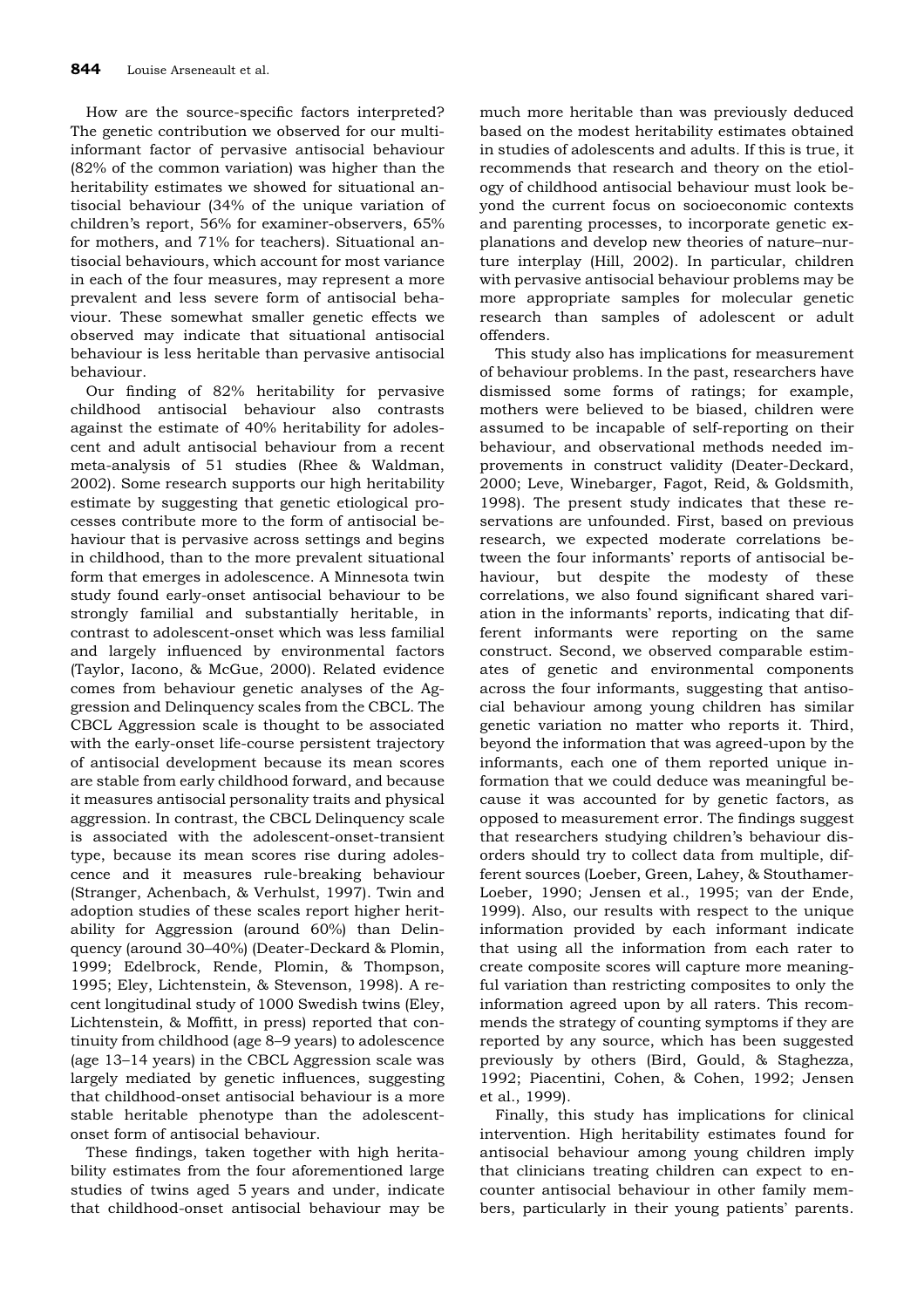How are the source-specific factors interpreted? The genetic contribution we observed for our multi-informant factor of pervasive antisocial behaviour (82% of the common variation) was higher than the heritability estimates we showed for situational antisocial behaviour (34% of the unique variation of children's report, 56% for examiner-observers, 65% for mothers, and 71% for teachers). Situational antisocial behaviours, which account for most variance in each of the four measures, may represent a more prevalent and less severe form of antisocial behaviour. These somewhat smaller genetic effects we observed may indicate that situational antisocial behaviour is less heritable than pervasive antisocial behaviour.

Our finding of 82% heritability for pervasive childhood antisocial behaviour also contrasts against the estimate of 40% heritability for adolescent and adult antisocial behaviour from a recent meta-analysis of 51 studies (Rhee & Waldman, 2002). Some research supports our high heritability estimate by suggesting that genetic etiological processes contribute more to the form of antisocial behaviour that is pervasive across settings and begins in childhood, than to the more prevalent situational form that emerges in adolescence. A Minnesota twin study found early-onset antisocial behaviour to be strongly familial and substantially heritable, in contrast to adolescent-onset which was less familial and largely influenced by environmental factors (Taylor, Iacono, & McGue, 2000). Related evidence comes from behaviour genetic analyses of the Aggression and Delinquency scales from the CBCL. The CBCL Aggression scale is thought to be associated with the early-onset life-course persistent trajectory of antisocial development because its mean scores are stable from early childhood forward, and because it measures antisocial personality traits and physical aggression. In contrast, the CBCL Delinquency scale is associated with the adolescent-onset-transient type, because its mean scores rise during adolescence and it measures rule-breaking behaviour (Stranger, Achenbach, & Verhulst, 1997). Twin and adoption studies of these scales report higher heritability for Aggression (around 60%) than Delinquency (around 30–40%) (Deater-Deckard & Plomin, 1999; Edelbrock, Rende, Plomin, & Thompson, 1995; Eley, Lichtenstein, & Stevenson, 1998). A recent longitudinal study of 1000 Swedish twins (Eley, Lichtenstein, & Moffitt, in press) reported that continuity from childhood (age 8–9 years) to adolescence (age 13–14 years) in the CBCL Aggression scale was largely mediated by genetic influences, suggesting that childhood-onset antisocial behaviour is a more stable heritable phenotype than the adolescent-onset form of antisocial behaviour.

These findings, taken together with high heritability estimates from the four aforementioned large studies of twins aged 5 years and under, indicate that childhood-onset antisocial behaviour may be much more heritable than was previously deduced based on the modest heritability estimates obtained in studies of adolescents and adults. If this is true, it recommends that research and theory on the etiology of childhood antisocial behaviour must look beyond the current focus on socioeconomic contexts and parenting processes, to incorporate genetic explanations and develop new theories of nature–nurture interplay (Hill, 2002). In particular, children with pervasive antisocial behaviour problems may be more appropriate samples for molecular genetic research than samples of adolescent or adult offenders.

This study also has implications for measurement of behaviour problems. In the past, researchers have dismissed some forms of ratings; for example, mothers were believed to be biased, children were assumed to be incapable of self-reporting on their behaviour, and observational methods needed improvements in construct validity (Deater-Deckard, 2000; Leve, Winebarger, Fagot, Reid, & Goldsmith, 1998). The present study indicates that these reservations are unfounded. First, based on previous research, we expected moderate correlations between the four informants' reports of antisocial behaviour, but despite the modesty of these correlations, we also found significant shared variation in the informants' reports, indicating that different informants were reporting on the same construct. Second, we observed comparable estimates of genetic and environmental components across the four informants, suggesting that antisocial behaviour among young children has similar genetic variation no matter who reports it. Third, beyond the information that was agreed-upon by the informants, each one of them reported unique information that we could deduce was meaningful because it was accounted for by genetic factors, as opposed to measurement error. The findings suggest that researchers studying children's behaviour disorders should try to collect data from multiple, different sources (Loeber, Green, Lahey, & Stouthamer-Loeber, 1990; Jensen et al., 1995; van der Ende, 1999). Also, our results with respect to the unique information provided by each informant indicate that using all the information from each rater to create composite scores will capture more meaningful variation than restricting composites to only the information agreed upon by all raters. This recommends the strategy of counting symptoms if they are reported by any source, which has been suggested previously by others (Bird, Gould, & Staghezza, 1992; Piacentini, Cohen, & Cohen, 1992; Jensen et al., 1999).

Finally, this study has implications for clinical intervention. High heritability estimates found for antisocial behaviour among young children imply that clinicians treating children can expect to encounter antisocial behaviour in other family members, particularly in their young patients' parents.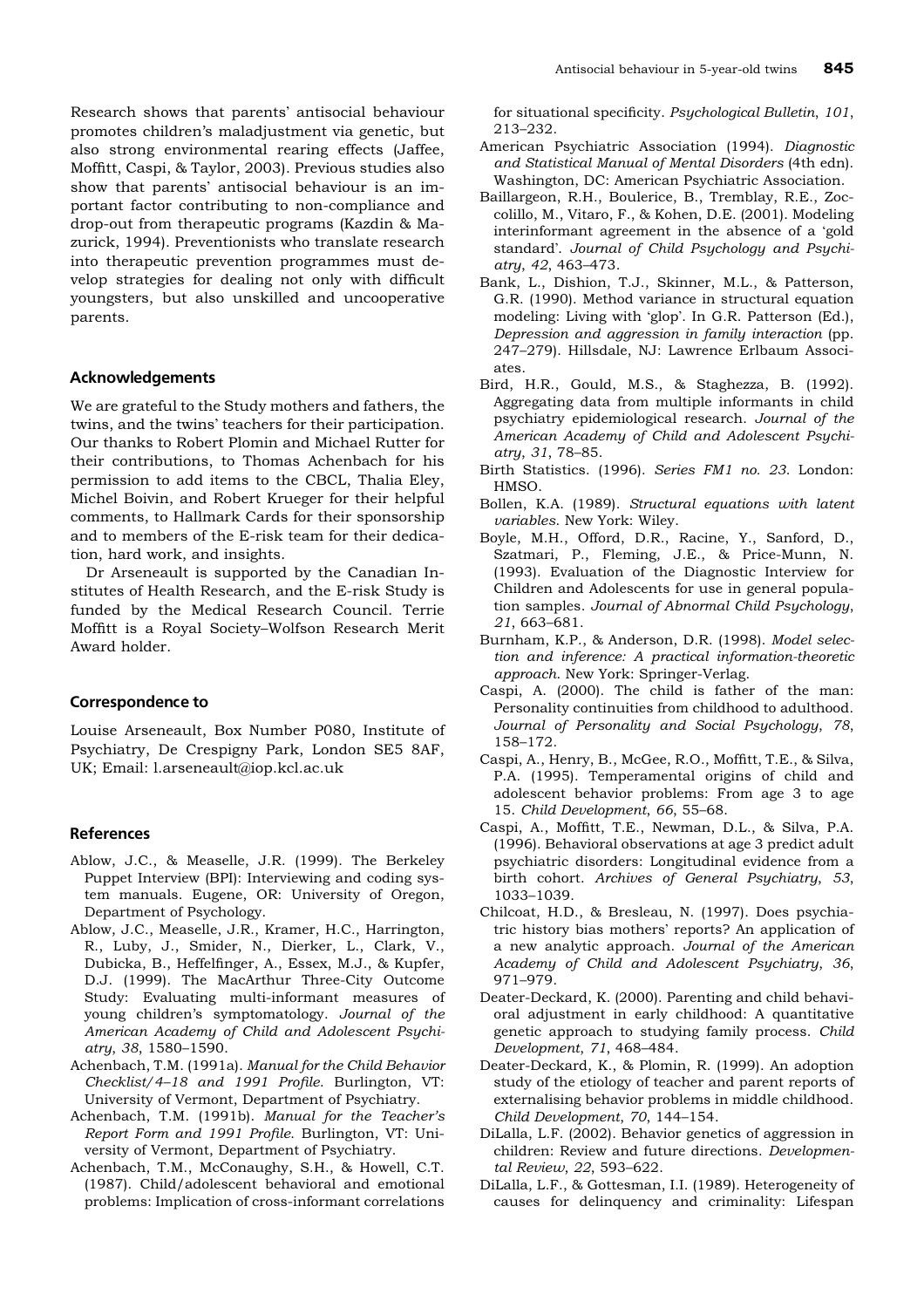Research shows that parents' antisocial behaviour promotes children's maladjustment via genetic, but also strong environmental rearing effects (Jaffee, Moffitt, Caspi, & Taylor, 2003). Previous studies also show that parents' antisocial behaviour is an important factor contributing to non-compliance and drop-out from therapeutic programs (Kazdin & Mazurick, 1994). Preventionists who translate research into therapeutic prevention programmes must develop strategies for dealing not only with difficult youngsters, but also unskilled and uncooperative parents.

## Acknowledgements

We are grateful to the Study mothers and fathers, the twins, and the twins' teachers for their participation. Our thanks to Robert Plomin and Michael Rutter for their contributions, to Thomas Achenbach for his permission to add items to the CBCL, Thalia Eley, Michel Boivin, and Robert Krueger for their helpful comments, to Hallmark Cards for their sponsorship and to members of the E-risk team for their dedication, hard work, and insights.

Dr Arseneault is supported by the Canadian Institutes of Health Research, and the E-risk Study is funded by the Medical Research Council. Terrie Moffitt is a Royal Society–Wolfson Research Merit Award holder.

## Correspondence to

Louise Arseneault, Box Number P080, Institute of Psychiatry, De Crespigny Park, London SE5 8AF, UK; Email: l.arseneault@iop.kcl.ac.uk

## References

Ablow, J.C., & Measelle, J.R. (1999). The Berkeley Puppet Interview (BPI): Interviewing and coding system manuals. Eugene, OR: University of Oregon, Department of Psychology.

Ablow, J.C., Measelle, J.R., Kramer, H.C., Harrington, R., Luby, J., Smider, N., Dierker, L., Clark, V., Dubicka, B., Heffelfinger, A., Essex, M.J., & Kupfer, D.J. (1999). The MacArthur Three-City Outcome Study: Evaluating multi-informant measures of young children's symptomatology. *Journal of the American Academy of Child and Adolescent Psychiatry*, *38*, 1580–1590.

Achenbach, T.M. (1991a). *Manual for the Child Behavior Checklist/4–18 and 1991 Profile*. Burlington, VT: University of Vermont, Department of Psychiatry.

Achenbach, T.M. (1991b). *Manual for the Teacher's Report Form and 1991 Profile*. Burlington, VT: University of Vermont, Department of Psychiatry.

Achenbach, T.M., McConaughy, S.H., & Howell, C.T. (1987). Child/adolescent behavioral and emotional problems: Implication of cross-informant correlations for situational specificity. *Psychological Bulletin*, *101*, 213–232.

American Psychiatric Association (1994). *Diagnostic and Statistical Manual of Mental Disorders* (4th edn). Washington, DC: American Psychiatric Association.

Baillargeon, R.H., Boulerice, B., Tremblay, R.E., Zoccolillo, M., Vitaro, F., & Kohen, D.E. (2001). Modeling interinformant agreement in the absence of a 'gold standard'. *Journal of Child Psychology and Psychiatry*, *42*, 463–473.

Bank, L., Dishion, T.J., Skinner, M.L., & Patterson, G.R. (1990). Method variance in structural equation modeling: Living with 'glop'. In G.R. Patterson (Ed.), *Depression and aggression in family interaction* (pp. 247–279). Hillsdale, NJ: Lawrence Erlbaum Associates.

Bird, H.R., Gould, M.S., & Staghezza, B. (1992). Aggregating data from multiple informants in child psychiatry epidemiological research. *Journal of the American Academy of Child and Adolescent Psychiatry*, *31*, 78–85.

Birth Statistics. (1996). *Series FM1 no. 23*. London: HMSO.

Bollen, K.A. (1989). *Structural equations with latent variables*. New York: Wiley.

Boyle, M.H., Offord, D.R., Racine, Y., Sanford, D., Szatmari, P., Fleming, J.E., & Price-Munn, N. (1993). Evaluation of the Diagnostic Interview for Children and Adolescents for use in general population samples. *Journal of Abnormal Child Psychology*, *21*, 663–681.

Burnham, K.P., & Anderson, D.R. (1998). *Model selection and inference: A practical information-theoretic approach*. New York: Springer-Verlag.

Caspi, A. (2000). The child is father of the man: Personality continuities from childhood to adulthood. *Journal of Personality and Social Psychology*, *78*, 158–172.

Caspi, A., Henry, B., McGee, R.O., Moffitt, T.E., & Silva, P.A. (1995). Temperamental origins of child and adolescent behavior problems: From age 3 to age 15. *Child Development*, *66*, 55–68.

Caspi, A., Moffitt, T.E., Newman, D.L., & Silva, P.A. (1996). Behavioral observations at age 3 predict adult psychiatric disorders: Longitudinal evidence from a birth cohort. *Archives of General Psychiatry*, *53*, 1033–1039.

Chilcoat, H.D., & Breslau, N. (1997). Does psychiatric history bias mothers' reports? An application of a new analytic approach. *Journal of the American Academy of Child and Adolescent Psychiatry*, *36*, 971–979.

Deater-Deckard, K. (2000). Parenting and child behavioral adjustment in early childhood: A quantitative genetic approach to studying family process. *Child Development*, *71*, 468–484.

Deater-Deckard, K., & Plomin, R. (1999). An adoption study of the etiology of teacher and parent reports of externalising behavior problems in middle childhood. *Child Development*, *70*, 144–154.

DiLalla, L.F. (2002). Behavior genetics of aggression in children: Review and future directions. *Developmental Review*, *22*, 593–622.

DiLalla, L.F., & Gottesman, I.I. (1989). Heterogeneity of causes for delinquency and criminality: Lifespan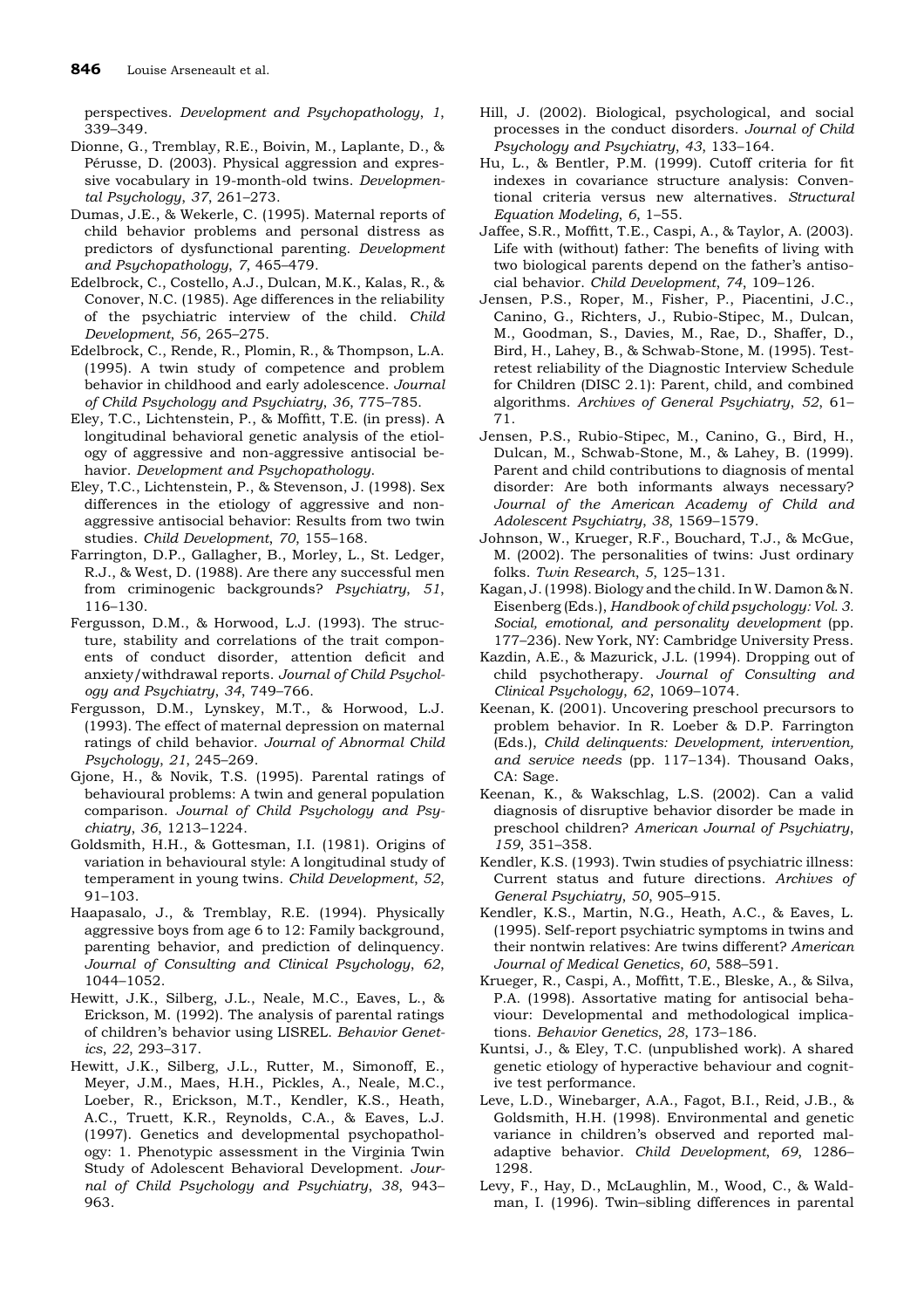perspectives. *Development and Psychopathology*, *1*, 339–349.

Dionne, G., Tremblay, R.E., Boivin, M., Laplante, D., & Pérusse, D. (2003). Physical aggression and expressive vocabulary in 19-month-old twins. *Developmental Psychology*, *37*, 261–273.

Dumas, J.E., & Wekerle, C. (1995). Maternal reports of child behavior problems and personal distress as predictors of dysfunctional parenting. *Development and Psychopathology*, *7*, 465–479.

Edelbrock, C., Costello, A.J., Dulcan, M.K., Kalas, R., & Conover, N.C. (1985). Age differences in the reliability of the psychiatric interview of the child. *Child Development*, *56*, 265–275.

Edelbrock, C., Rende, R., Plomin, R., & Thompson, L.A. (1995). A twin study of competence and problem behavior in childhood and early adolescence. *Journal of Child Psychology and Psychiatry*, *36*, 775–785.

Eley, T.C., Lichtenstein, P., & Moffitt, T.E. (in press). A longitudinal behavioral genetic analysis of the etiology of aggressive and non-aggressive antisocial behavior. *Development and Psychopathology*.

Eley, T.C., Lichtenstein, P., & Stevenson, J. (1998). Sex differences in the etiology of aggressive and non-aggressive antisocial behavior: Results from two twin studies. *Child Development*, *70*, 155–168.

Farrington, D.P., Gallagher, B., Morley, L., St. Ledger, R.J., & West, D. (1988). Are there any successful men from criminogenic backgrounds? *Psychiatry*, *51*, 116–130.

Fergusson, D.M., & Horwood, L.J. (1993). The structure, stability and correlations of the trait components of conduct disorder, attention deficit and anxiety/withdrawal reports. *Journal of Child Psychology and Psychiatry*, *34*, 749–766.

Fergusson, D.M., Lynskey, M.T., & Horwood, L.J. (1993). The effect of maternal depression on maternal ratings of child behavior. *Journal of Abnormal Child Psychology*, *21*, 245–269.

Gjone, H., & Novik, T.S. (1995). Parental ratings of behavioural problems: A twin and general population comparison. *Journal of Child Psychology and Psychiatry*, *36*, 1213–1224.

Goldsmith, H.H., & Gottesman, I.I. (1981). Origins of variation in behavioural style: A longitudinal study of temperament in young twins. *Child Development*, *52*, 91–103.

Haapasalo, J., & Tremblay, R.E. (1994). Physically aggressive boys from age 6 to 12: Family background, parenting behavior, and prediction of delinquency. *Journal of Consulting and Clinical Psychology*, *62*, 1044–1052.

Hewitt, J.K., Silberg, J.L., Neale, M.C., Eaves, L., & Erickson, M. (1992). The analysis of parental ratings of children's behavior using LISREL. *Behavior Genetics*, *22*, 293–317.

Hewitt, J.K., Silberg, J.L., Rutter, M., Simonoff, E., Meyer, J.M., Maes, H.H., Pickles, A., Neale, M.C., Loeber, R., Erickson, M.T., Kendler, K.S., Heath, A.C., Truett, K.R., Reynolds, C.A., & Eaves, L.J. (1997). Genetics and developmental psychopathology: 1. Phenotypic assessment in the Virginia Twin Study of Adolescent Behavioral Development. *Journal of Child Psychology and Psychiatry*, *38*, 943–963.

Hill, J. (2002). Biological, psychological, and social processes in the conduct disorders. *Journal of Child Psychology and Psychiatry*, *43*, 133–164.

Hu, L., & Bentler, P.M. (1999). Cutoff criteria for fit indexes in covariance structure analysis: Conventional criteria versus new alternatives. *Structural Equation Modeling*, *6*, 1–55.

Jaffee, S.R., Moffitt, T.E., Caspi, A., & Taylor, A. (2003). Life with (without) father: The benefits of living with two biological parents depend on the father's antisocial behavior. *Child Development*, *74*, 109–126.

Jensen, P.S., Roper, M., Fisher, P., Piacentini, J.C., Canino, G., Richters, J., Rubio-Stipec, M., Dulcan, M., Goodman, S., Davies, M., Rae, D., Shaffer, D., Bird, H., Lahey, B., & Schwab-Stone, M. (1995). Test-retest reliability of the Diagnostic Interview Schedule for Children (DISC 2.1): Parent, child, and combined algorithms. *Archives of General Psychiatry*, *52*, 61–71.

Jensen, P.S., Rubio-Stipec, M., Canino, G., Bird, H., Dulcan, M., Schwab-Stone, M., & Lahey, B. (1999). Parent and child contributions to diagnosis of mental disorder: Are both informants always necessary? *Journal of the American Academy of Child and Adolescent Psychiatry*, *38*, 1569–1579.

Johnson, W., Krueger, R.F., Bouchard, T.J., & McGue, M. (2002). The personalities of twins: Just ordinary folks. *Twin Research*, *5*, 125–131.

Kagan, J. (1998). Biology and the child. In W. Damon & N. Eisenberg (Eds.), *Handbook of child psychology: Vol. 3. Social, emotional, and personality development* (pp. 177–236). New York, NY: Cambridge University Press.

Kazdin, A.E., & Mazurick, J.L. (1994). Dropping out of child psychotherapy. *Journal of Consulting and Clinical Psychology*, *62*, 1069–1074.

Keenan, K. (2001). Uncovering preschool precursors to problem behavior. In R. Loeber & D.P. Farrington (Eds.), *Child delinquents: Development, intervention, and service needs* (pp. 117–134). Thousand Oaks, CA: Sage.

Keenan, K., & Wakschlag, L.S. (2002). Can a valid diagnosis of disruptive behavior disorder be made in preschool children? *American Journal of Psychiatry*, *159*, 351–358.

Kendler, K.S. (1993). Twin studies of psychiatric illness: Current status and future directions. *Archives of General Psychiatry*, *50*, 905–915.

Kendler, K.S., Martin, N.G., Heath, A.C., & Eaves, L. (1995). Self-report psychiatric symptoms in twins and their nontwin relatives: Are twins different? *American Journal of Medical Genetics*, *60*, 588–591.

Krueger, R., Caspi, A., Moffitt, T.E., Bleske, A., & Silva, P.A. (1998). Assortative mating for antisocial behaviour: Developmental and methodological implications. *Behavior Genetics*, *28*, 173–186.

Kuntsi, J., & Eley, T.C. (unpublished work). A shared genetic etiology of hyperactive behaviour and cognitive test performance.

Leve, L.D., Winebarger, A.A., Fagot, B.I., Reid, J.B., & Goldsmith, H.H. (1998). Environmental and genetic variance in children's observed and reported maladaptive behavior. *Child Development*, *69*, 1286–1298.

Levy, F., Hay, D., McLaughlin, M., Wood, C., & Waldman, I. (1996). Twin–sibling differences in parental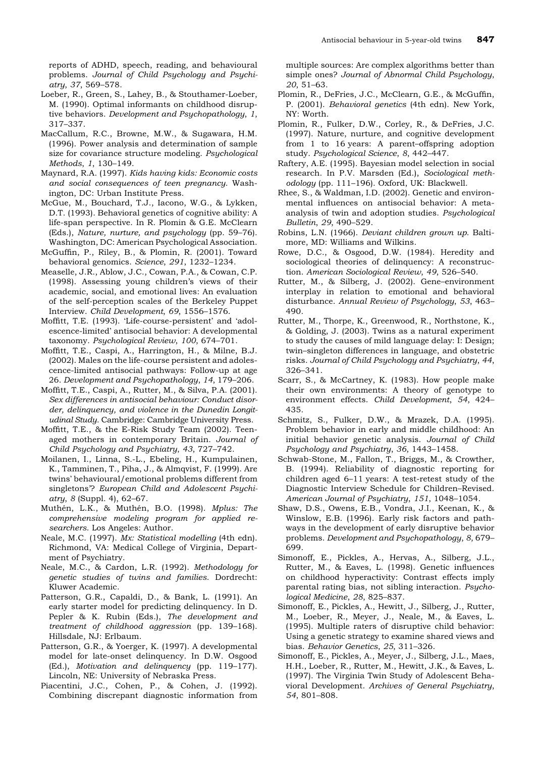reports of ADHD, speech, reading, and behavioural problems. *Journal of Child Psychology and Psychiatry*, *37*, 569–578.

Loeber, R., Green, S., Lahey, B., & Stouthamer-Loeber, M. (1990). Optimal informants on childhood disruptive behaviors. *Development and Psychopathology*, *1*, 317–337.

MacCallum, R.C., Browne, M.W., & Sugawara, H.M. (1996). Power analysis and determination of sample size for covariance structure modeling. *Psychological Methods*, *1*, 130–149.

Maynard, R.A. (1997). *Kids having kids: Economic costs and social consequences of teen pregnancy*. Washington, DC: Urban Institute Press.

McGue, M., Bouchard, T.J., Iacono, W.G., & Lykken, D.T. (1993). Behavioral genetics of cognitive ability: A life-span perspective. In R. Plomin & G.E. McClearn (Eds.), *Nature, nurture, and psychology* (pp. 59–76). Washington, DC: American Psychological Association.

McGuffin, P., Riley, B., & Plomin, R. (2001). Toward behavioral genomics. *Science*, *291*, 1232–1234.

Measelle, J.R., Ablow, J.C., Cowan, P.A., & Cowan, C.P. (1998). Assessing young children's views of their academic, social, and emotional lives: An evaluation of the self-perception scales of the Berkeley Puppet Interview. *Child Development*, *69*, 1556–1576.

Moffitt, T.E. (1993). 'Life-course-persistent' and 'adolescence-limited' antisocial behavior: A developmental taxonomy. *Psychological Review*, *100*, 674–701.

Moffitt, T.E., Caspi, A., Harrington, H., & Milne, B.J. (2002). Males on the life-course persistent and adolescence-limited antisocial pathways: Follow-up at age 26. *Development and Psychopathology*, *14*, 179–206.

Moffitt, T.E., Caspi, A., Rutter, M., & Silva, P.A. (2001). *Sex differences in antisocial behaviour: Conduct disorder, delinquency, and violence in the Dunedin Longitudinal Study*. Cambridge: Cambridge University Press.

Moffitt, T.E., & the E-Risk Study Team (2002). Teenaged mothers in contemporary Britain. *Journal of Child Psychology and Psychiatry*, *43*, 727–742.

Moilanen, I., Linna, S.-L., Ebeling, H., Kumpulainen, K., Tamminen, T., Piha, J., & Almqvist, F. (1999). Are twins' behavioural/emotional problems different from singletons'? *European Child and Adolescent Psychiatry*, *8* (Suppl. 4), 62–67.

Muthén, L.K., & Muthén, B.O. (1998). *Mplus: The comprehensive modeling program for applied researchers*. Los Angeles: Author.

Neale, M.C. (1997). *Mx: Statistical modelling* (4th edn). Richmond, VA: Medical College of Virginia, Department of Psychiatry.

Neale, M.C., & Cardon, L.R. (1992). *Methodology for genetic studies of twins and families*. Dordrecht: Kluwer Academic.

Patterson, G.R., Capaldi, D., & Bank, L. (1991). An early starter model for predicting delinquency. In D. Pepler & K. Rubin (Eds.), *The development and treatment of childhood aggression* (pp. 139–168). Hillsdale, NJ: Erlbaum.

Patterson, G.R., & Yoerger, K. (1997). A developmental model for late-onset delinquency. In D.W. Osgood (Ed.), *Motivation and delinquency* (pp. 119–177). Lincoln, NE: University of Nebraska Press.

Piacentini, J.C., Cohen, P., & Cohen, J. (1992). Combining discrepant diagnostic information from multiple sources: Are complex algorithms better than simple ones? *Journal of Abnormal Child Psychology*, *20*, 51–63.

Plomin, R., DeFries, J.C., McClearn, G.E., & McGuffin, P. (2001). *Behavioral genetics* (4th edn). New York, NY: Worth.

Plomin, R., Fulker, D.W., Corley, R., & DeFries, J.C. (1997). Nature, nurture, and cognitive development from 1 to 16 years: A parent–offspring adoption study. *Psychological Science*, *8*, 442–447.

Raftery, A.E. (1995). Bayesian model selection in social research. In P.V. Marsden (Ed.), *Sociological methodology* (pp. 111–196). Oxford, UK: Blackwell.

Rhee, S., & Waldman, I.D. (2002). Genetic and environmental influences on antisocial behavior: A meta-analysis of twin and adoption studies. *Psychological Bulletin*, *29*, 490–529.

Robins, L.N. (1966). *Deviant children grown up*. Baltimore, MD: Williams and Wilkins.

Rowe, D.C., & Osgood, D.W. (1984). Heredity and sociological theories of delinquency: A reconstruction. *American Sociological Review*, *49*, 526–540.

Rutter, M., & Silberg, J. (2002). Gene–environment interplay in relation to emotional and behavioral disturbance. *Annual Review of Psychology*, *53*, 463–490.

Rutter, M., Thorpe, K., Greenwood, R., Northstone, K., & Golding, J. (2003). Twins as a natural experiment to study the causes of mild language delay: I: Design; twin–singleton differences in language, and obstetric risks. *Journal of Child Psychology and Psychiatry*, *44*, 326–341.

Scarr, S., & McCartney, K. (1983). How people make their own environments: A theory of genotype to environment effects. *Child Development*, *54*, 424–435.

Schmitz, S., Fulker, D.W., & Mrazek, D.A. (1995). Problem behavior in early and middle childhood: An initial behavior genetic analysis. *Journal of Child Psychology and Psychiatry*, *36*, 1443–1458.

Schwab-Stone, M., Fallon, T., Briggs, M., & Crowther, B. (1994). Reliability of diagnostic reporting for children aged 6–11 years: A test-retest study of the Diagnostic Interview Schedule for Children–Revised. *American Journal of Psychiatry*, *151*, 1048–1054.

Shaw, D.S., Owens, E.B., Vondra, J.I., Keenan, K., & Winslow, E.B. (1996). Early risk factors and pathways in the development of early disruptive behavior problems. *Development and Psychopathology*, *8*, 679–699.

Simonoff, E., Pickles, A., Hervas, A., Silberg, J.L., Rutter, M., & Eaves, L. (1998). Genetic influences on childhood hyperactivity: Contrast effects imply parental rating bias, not sibling interaction. *Psychological Medicine*, *28*, 825–837.

Simonoff, E., Pickles, A., Hewitt, J., Silberg, J., Rutter, M., Loeber, R., Meyer, J., Neale, M., & Eaves, L. (1995). Multiple raters of disruptive child behavior: Using a genetic strategy to examine shared views and bias. *Behavior Genetics*, *25*, 311–326.

Simonoff, E., Pickles, A., Meyer, J., Silberg, J.L., Maes, H.H., Loeber, R., Rutter, M., Hewitt, J.K., & Eaves, L. (1997). The Virginia Twin Study of Adolescent Behavioral Development. *Archives of General Psychiatry*, *54*, 801–808.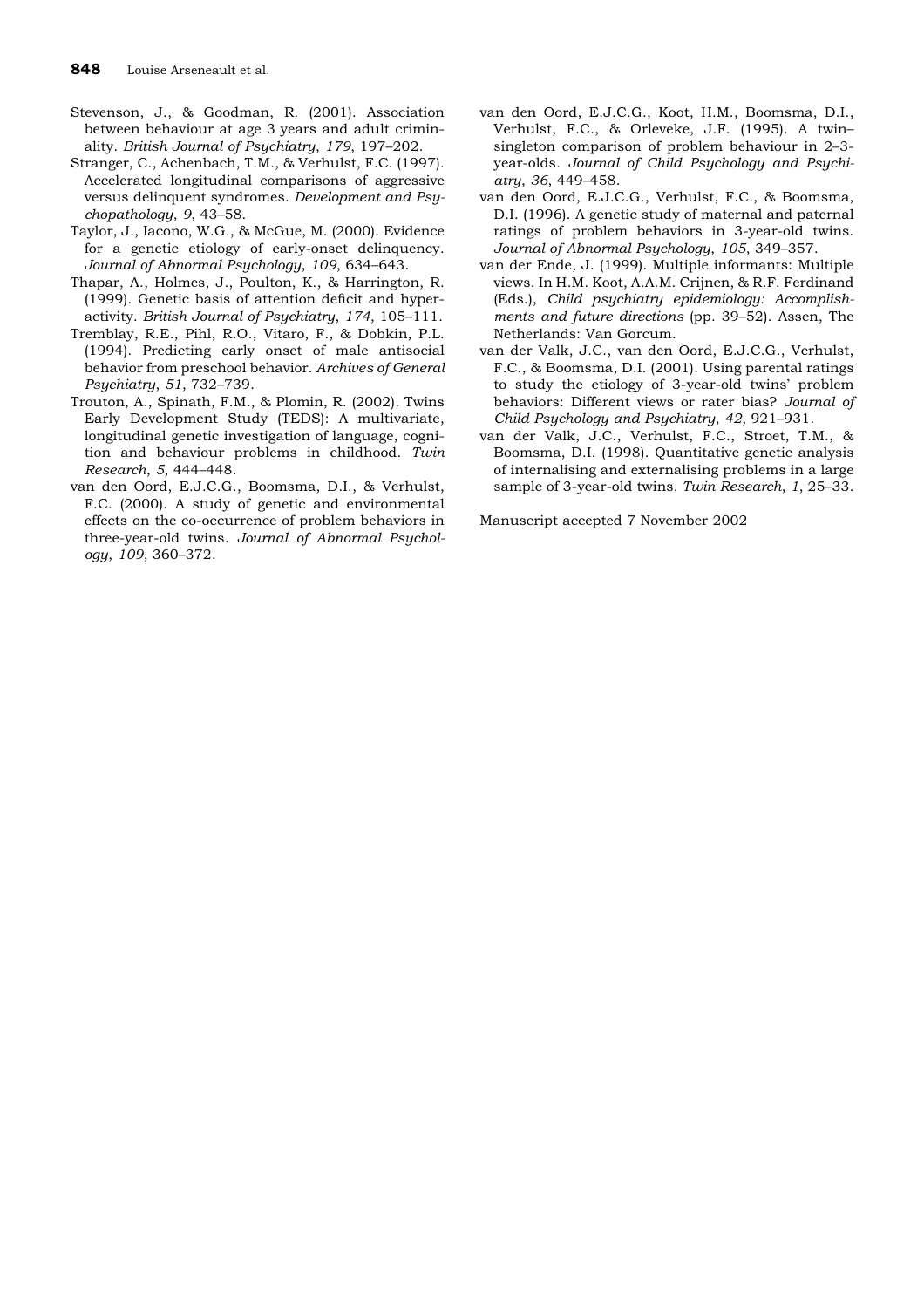Stevenson, J., & Goodman, R. (2001). Association between behaviour at age 3 years and adult criminality. *British Journal of Psychiatry*, *179*, 197–202.

Stranger, C., Achenbach, T.M., & Verhulst, F.C. (1997). Accelerated longitudinal comparisons of aggressive versus delinquent syndromes. *Development and Psychopathology*, *9*, 43–58.

Taylor, J., Iacono, W.G., & McGue, M. (2000). Evidence for a genetic etiology of early-onset delinquency. *Journal of Abnormal Psychology*, *109*, 634–643.

Thapar, A., Holmes, J., Poulton, K., & Harrington, R. (1999). Genetic basis of attention deficit and hyperactivity. *British Journal of Psychiatry*, *174*, 105–111.

Tremblay, R.E., Pihl, R.O., Vitaro, F., & Dobkin, P.L. (1994). Predicting early onset of male antisocial behavior from preschool behavior. *Archives of General Psychiatry*, *51*, 732–739.

Trouton, A., Spinath, F.M., & Plomin, R. (2002). Twins Early Development Study (TEDS): A multivariate, longitudinal genetic investigation of language, cognition and behaviour problems in childhood. *Twin Research*, *5*, 444–448.

van den Oord, E.J.C.G., Boomsma, D.I., & Verhulst, F.C. (2000). A study of genetic and environmental effects on the co-occurrence of problem behaviors in three-year-old twins. *Journal of Abnormal Psychology*, *109*, 360–372.

van den Oord, E.J.C.G., Koot, H.M., Boomsma, D.I., Verhulst, F.C., & Orleveke, J.F. (1995). A twin–singleton comparison of problem behaviour in 2–3-year-olds. *Journal of Child Psychology and Psychiatry*, *36*, 449–458.

van den Oord, E.J.C.G., Verhulst, F.C., & Boomsma, D.I. (1996). A genetic study of maternal and paternal ratings of problem behaviors in 3-year-old twins. *Journal of Abnormal Psychology*, *105*, 349–357.

van der Ende, J. (1999). Multiple informants: Multiple views. In H.M. Koot, A.A.M. Crijnen, & R.F. Ferdinand (Eds.), *Child psychiatry epidemiology: Accomplishments and future directions* (pp. 39–52). Assen, The Netherlands: Van Gorcum.

van der Valk, J.C., van den Oord, E.J.C.G., Verhulst, F.C., & Boomsma, D.I. (2001). Using parental ratings to study the etiology of 3-year-old twins' problem behaviors: Different views or rater bias? *Journal of Child Psychology and Psychiatry*, *42*, 921–931.

van der Valk, J.C., Verhulst, F.C., Stroet, T.M., & Boomsma, D.I. (1998). Quantitative genetic analysis of internalising and externalising problems in a large sample of 3-year-old twins. *Twin Research*, *1*, 25–33.

Manuscript accepted 7 November 2002